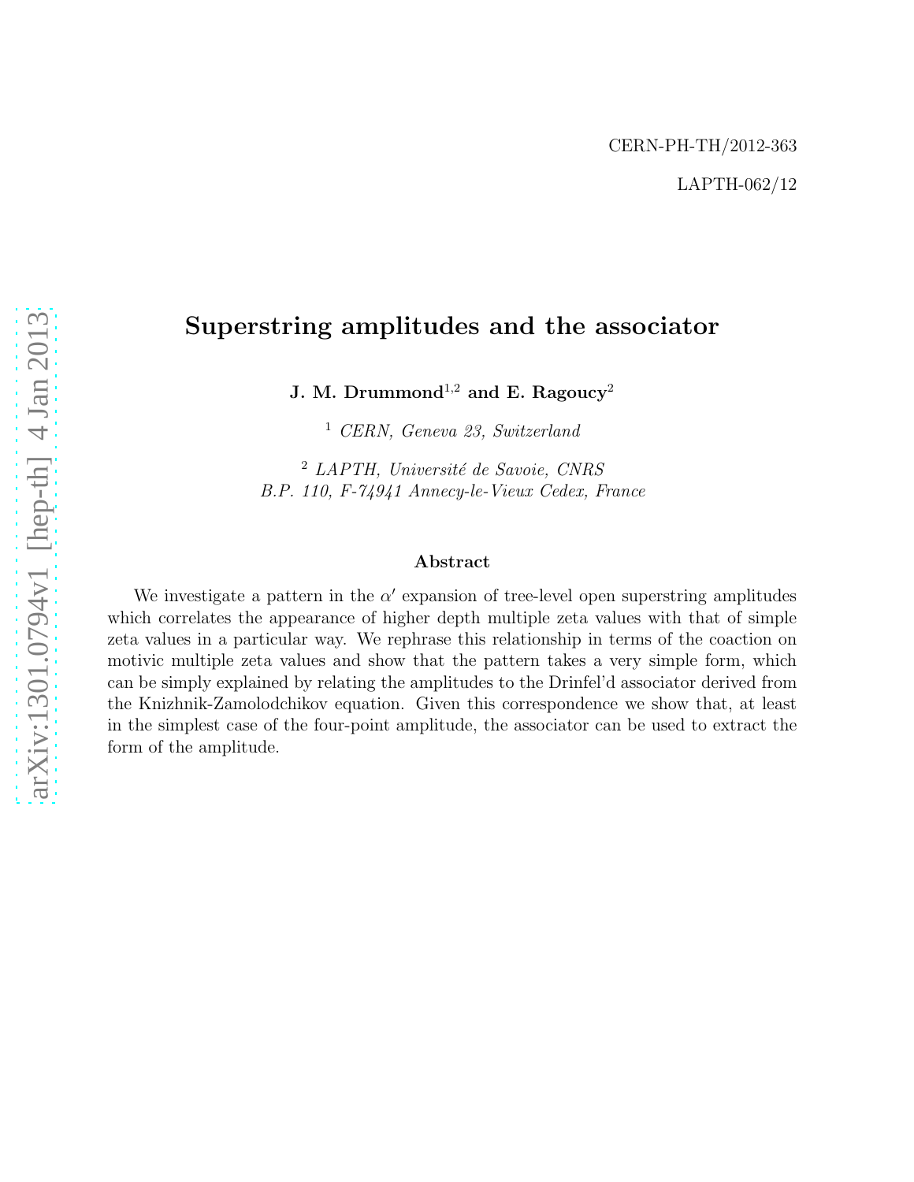CERN-PH-TH/2012-363

LAPTH-062/12

# Superstring amplitudes and the associator

**J. M. Drummond**[1,2] **and E. Ragoucy**[2]

[1] *CERN, Geneva 23, Switzerland*

[2] *LAPTH, Université de Savoie, CNRS*
*B.P. 110, F-74941 Annecy-le-Vieux Cedex, France*

### Abstract

We investigate a pattern in the $\alpha'$ expansion of tree-level open superstring amplitudes which correlates the appearance of higher depth multiple zeta values with that of simple zeta values in a particular way. We rephrase this relationship in terms of the coaction on motivic multiple zeta values and show that the pattern takes a very simple form, which can be simply explained by relating the amplitudes to the Drinfel'd associator derived from the Knizhnik-Zamolodchikov equation. Given this correspondence we show that, at least in the simplest case of the four-point amplitude, the associator can be used to extract the form of the amplitude.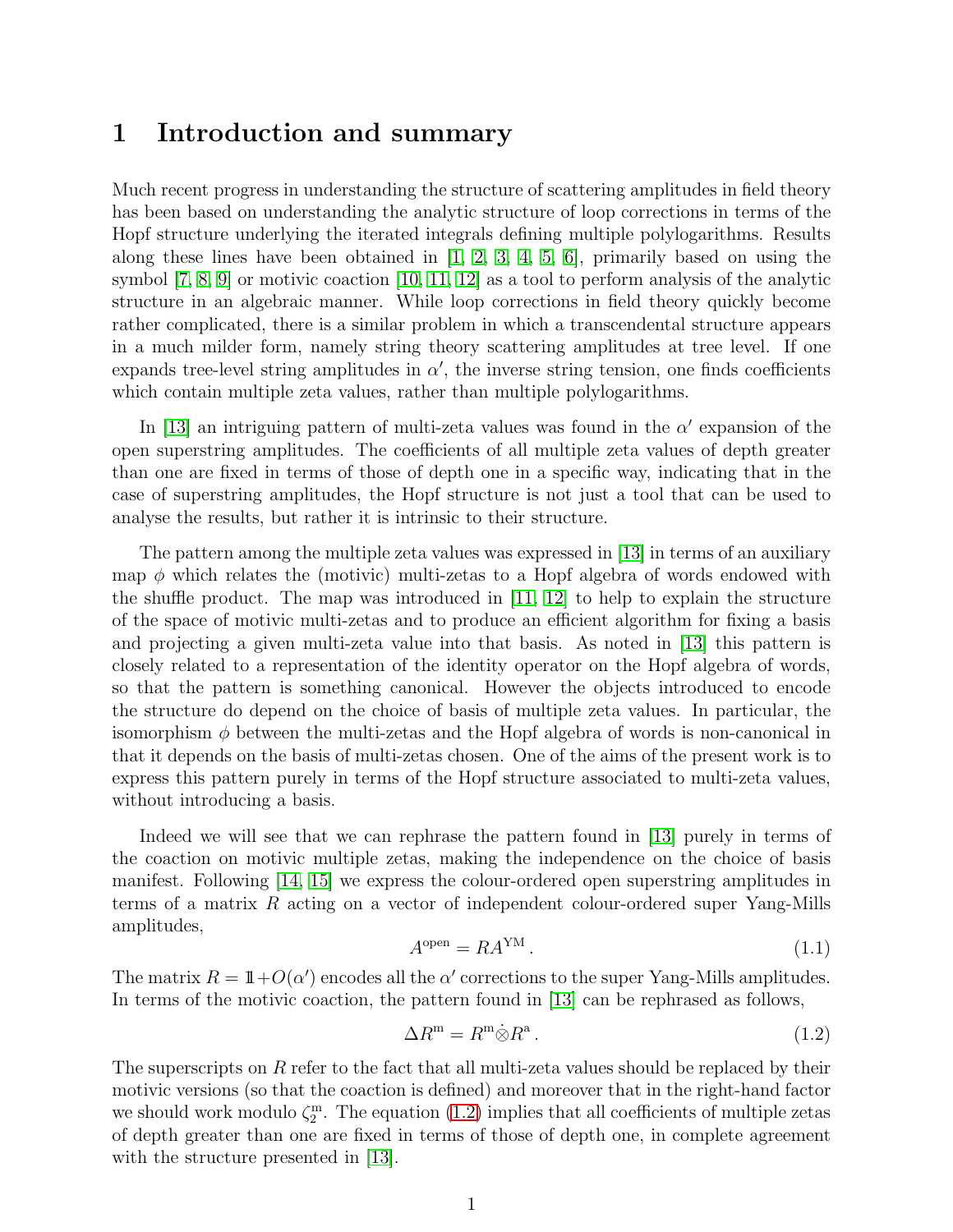# 1 Introduction and summary

Much recent progress in understanding the structure of scattering amplitudes in field theory has been based on understanding the analytic structure of loop corrections in terms of the Hopf structure underlying the iterated integrals defining multiple polylogarithms. Results along these lines have been obtained in [1, 2, 3, 4, 5, 6], primarily based on using the symbol [7, 8, 9] or motivic coaction [10, 11, 12] as a tool to perform analysis of the analytic structure in an algebraic manner. While loop corrections in field theory quickly become rather complicated, there is a similar problem in which a transcendental structure appears in a much milder form, namely string theory scattering amplitudes at tree level. If one expands tree-level string amplitudes in $\alpha'$, the inverse string tension, one finds coefficients which contain multiple zeta values, rather than multiple polylogarithms.

In [13] an intriguing pattern of multi-zeta values was found in the $\alpha'$ expansion of the open superstring amplitudes. The coefficients of all multiple zeta values of depth greater than one are fixed in terms of those of depth one in a specific way, indicating that in the case of superstring amplitudes, the Hopf structure is not just a tool that can be used to analyse the results, but rather it is intrinsic to their structure.

The pattern among the multiple zeta values was expressed in [13] in terms of an auxiliary map $\phi$ which relates the (motivic) multi-zetas to a Hopf algebra of words endowed with the shuffle product. The map was introduced in [11, 12] to help to explain the structure of the space of motivic multi-zetas and to produce an efficient algorithm for fixing a basis and projecting a given multi-zeta value into that basis. As noted in [13] this pattern is closely related to a representation of the identity operator on the Hopf algebra of words, so that the pattern is something canonical. However the objects introduced to encode the structure do depend on the choice of basis of multiple zeta values. In particular, the isomorphism $\phi$ between the multi-zetas and the Hopf algebra of words is non-canonical in that it depends on the basis of multi-zetas chosen. One of the aims of the present work is to express this pattern purely in terms of the Hopf structure associated to multi-zeta values, without introducing a basis.

Indeed we will see that we can rephrase the pattern found in [13] purely in terms of the coaction on motivic multiple zetas, making the independence on the choice of basis manifest. Following [14, 15] we express the colour-ordered open superstring amplitudes in terms of a matrix $R$ acting on a vector of independent colour-ordered super Yang-Mills amplitudes,

$$A^{\text{open}} = R A^{\text{YM}} . \tag{1.1}$$

The matrix $R = \mathbb{1} + O(\alpha')$ encodes all the $\alpha'$ corrections to the super Yang-Mills amplitudes. In terms of the motivic coaction, the pattern found in [13] can be rephrased as follows,

$$\Delta R^{\text{m}} = R^{\text{m}} \dot{\otimes} R^{\text{a}} . \tag{1.2}$$

The superscripts on $R$ refer to the fact that all multi-zeta values should be replaced by their motivic versions (so that the coaction is defined) and moreover that in the right-hand factor we should work modulo $\zeta_2^{\text{m}}$. The equation (1.2) implies that all coefficients of multiple zetas of depth greater than one are fixed in terms of those of depth one, in complete agreement with the structure presented in [13].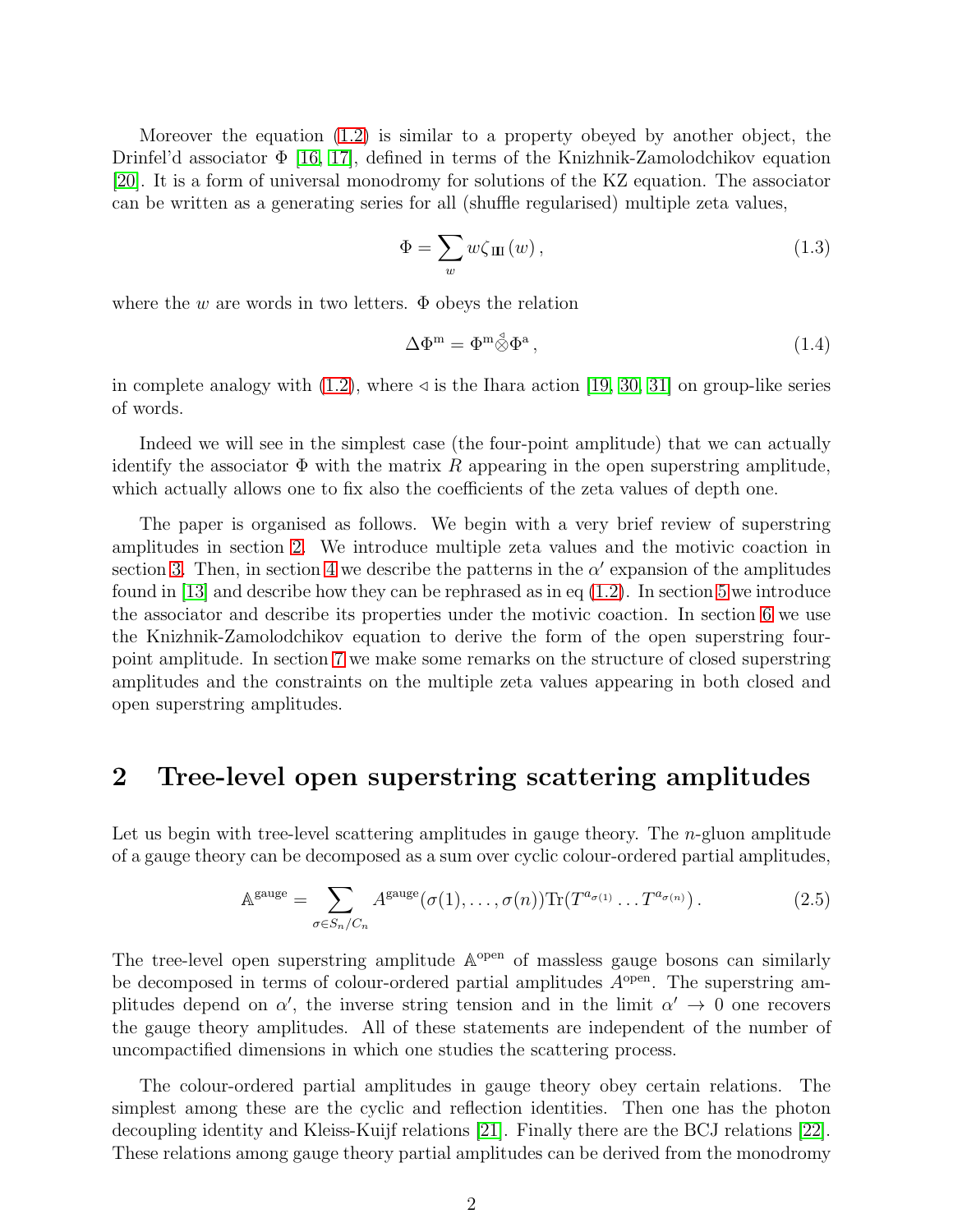Moreover the equation (1.2) is similar to a property obeyed by another object, the Drinfel'd associator $\Phi$ [16, 17], defined in terms of the Knizhnik-Zamolodchikov equation [20]. It is a form of universal monodromy for solutions of the KZ equation. The associator can be written as a generating series for all (shuffle regularised) multiple zeta values,

$$\Phi = \sum_w w \zeta_{\text{Ш}}(w)\,, \tag{1.3}$$

where the $w$ are words in two letters. $\Phi$ obeys the relation

$$\Delta \Phi^{\mathrm{m}} = \Phi^{\mathrm{m}} \overset{\triangleleft}{\otimes} \Phi^{\mathrm{a}}\,, \tag{1.4}$$

in complete analogy with (1.2), where $\triangleleft$ is the Ihara action [19, 30, 31] on group-like series of words.

Indeed we will see in the simplest case (the four-point amplitude) that we can actually identify the associator $\Phi$ with the matrix $R$ appearing in the open superstring amplitude, which actually allows one to fix also the coefficients of the zeta values of depth one.

The paper is organised as follows. We begin with a very brief review of superstring amplitudes in section 2. We introduce multiple zeta values and the motivic coaction in section 3. Then, in section 4 we describe the patterns in the $\alpha'$ expansion of the amplitudes found in [13] and describe how they can be rephrased as in eq (1.2). In section 5 we introduce the associator and describe its properties under the motivic coaction. In section 6 we use the Knizhnik-Zamolodchikov equation to derive the form of the open superstring four-point amplitude. In section 7 we make some remarks on the structure of closed superstring amplitudes and the constraints on the multiple zeta values appearing in both closed and open superstring amplitudes.

## 2 Tree-level open superstring scattering amplitudes

Let us begin with tree-level scattering amplitudes in gauge theory. The $n$-gluon amplitude of a gauge theory can be decomposed as a sum over cyclic colour-ordered partial amplitudes,

$$\mathbb{A}^{\text{gauge}} = \sum_{\sigma \in S_n / C_n} A^{\text{gauge}}(\sigma(1), \ldots, \sigma(n)) \mathrm{Tr}(T^{a_{\sigma(1)}} \ldots T^{a_{\sigma(n)}})\,. \tag{2.5}$$

The tree-level open superstring amplitude $\mathbb{A}^{\text{open}}$ of massless gauge bosons can similarly be decomposed in terms of colour-ordered partial amplitudes $A^{\text{open}}$. The superstring amplitudes depend on $\alpha'$, the inverse string tension and in the limit $\alpha' \to 0$ one recovers the gauge theory amplitudes. All of these statements are independent of the number of uncompactified dimensions in which one studies the scattering process.

The colour-ordered partial amplitudes in gauge theory obey certain relations. The simplest among these are the cyclic and reflection identities. Then one has the photon decoupling identity and Kleiss-Kuijf relations [21]. Finally there are the BCJ relations [22]. These relations among gauge theory partial amplitudes can be derived from the monodromy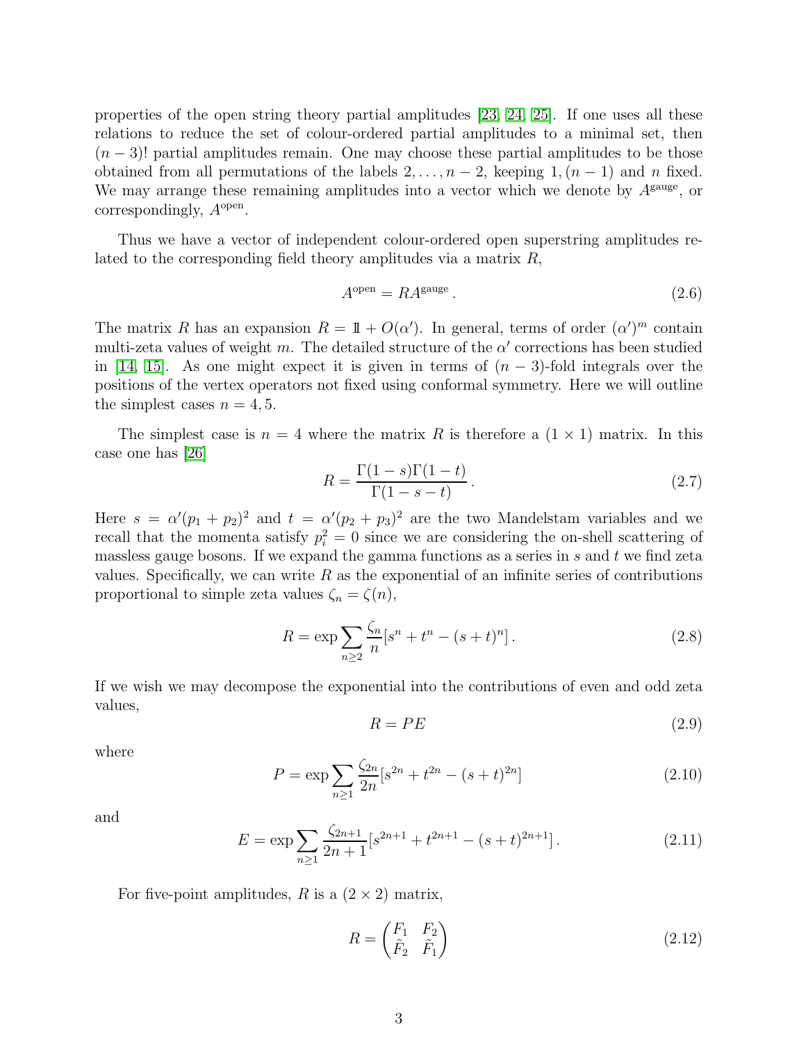properties of the open string theory partial amplitudes [23, 24, 25]. If one uses all these relations to reduce the set of colour-ordered partial amplitudes to a minimal set, then $(n-3)!$ partial amplitudes remain. One may choose these partial amplitudes to be those obtained from all permutations of the labels $2, \ldots, n-2$, keeping $1, (n-1)$ and $n$ fixed. We may arrange these remaining amplitudes into a vector which we denote by $A^{\text{gauge}}$, or correspondingly, $A^{\text{open}}$.

Thus we have a vector of independent colour-ordered open superstring amplitudes related to the corresponding field theory amplitudes via a matrix $R$,

$$A^{\text{open}} = R A^{\text{gauge}} \,. \tag{2.6}$$

The matrix $R$ has an expansion $R = \mathbb{1} + O(\alpha')$. In general, terms of order $(\alpha')^m$ contain multi-zeta values of weight $m$. The detailed structure of the $\alpha'$ corrections has been studied in [14, 15]. As one might expect it is given in terms of $(n-3)$-fold integrals over the positions of the vertex operators not fixed using conformal symmetry. Here we will outline the simplest cases $n = 4, 5$.

The simplest case is $n = 4$ where the matrix $R$ is therefore a $(1 \times 1)$ matrix. In this case one has [26]

$$R = \frac{\Gamma(1-s)\Gamma(1-t)}{\Gamma(1-s-t)} \,. \tag{2.7}$$

Here $s = \alpha'(p_1 + p_2)^2$ and $t = \alpha'(p_2 + p_3)^2$ are the two Mandelstam variables and we recall that the momenta satisfy $p_i^2 = 0$ since we are considering the on-shell scattering of massless gauge bosons. If we expand the gamma functions as a series in $s$ and $t$ we find zeta values. Specifically, we can write $R$ as the exponential of an infinite series of contributions proportional to simple zeta values $\zeta_n = \zeta(n)$,

$$R = \exp \sum_{n \geq 2} \frac{\zeta_n}{n} [s^n + t^n - (s+t)^n] \,. \tag{2.8}$$

If we wish we may decompose the exponential into the contributions of even and odd zeta values,

$$R = PE \tag{2.9}$$

where

$$P = \exp \sum_{n \geq 1} \frac{\zeta_{2n}}{2n} [s^{2n} + t^{2n} - (s+t)^{2n}] \tag{2.10}$$

and

$$E = \exp \sum_{n \geq 1} \frac{\zeta_{2n+1}}{2n+1} [s^{2n+1} + t^{2n+1} - (s+t)^{2n+1}] \,. \tag{2.11}$$

For five-point amplitudes, $R$ is a $(2 \times 2)$ matrix,

$$R = \begin{pmatrix} F_1 & F_2 \\ \tilde{F}_2 & \tilde{F}_1 \end{pmatrix} \tag{2.12}$$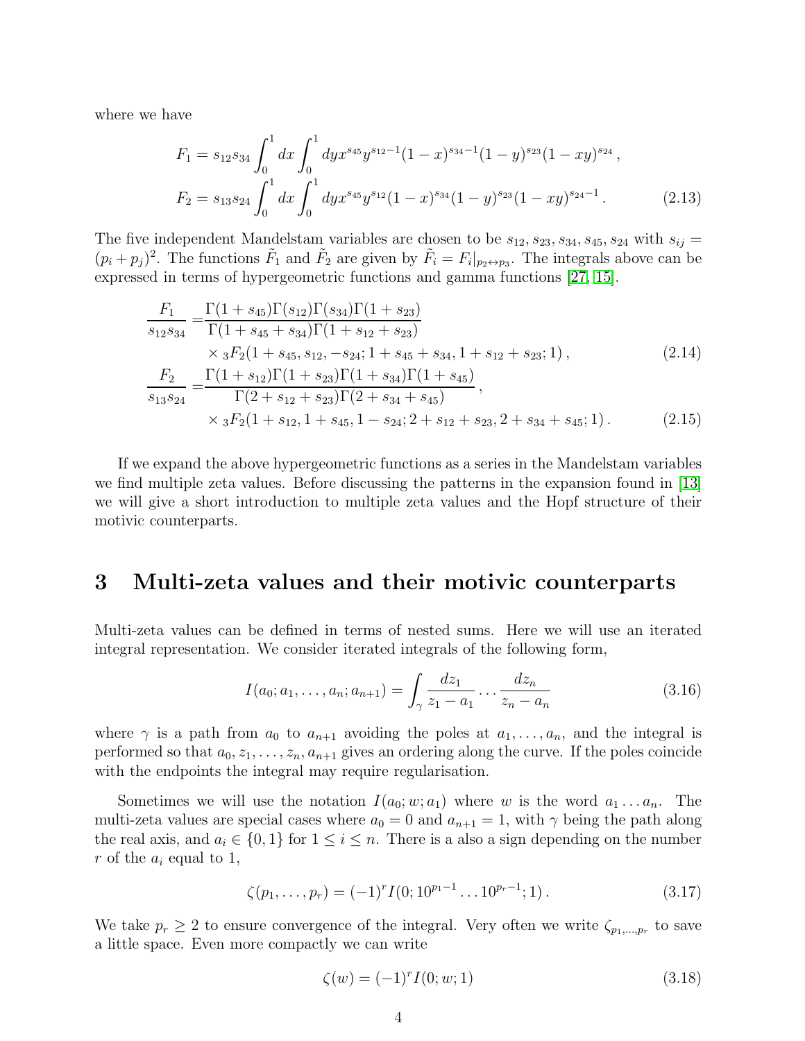where we have

$$
\begin{aligned}
F_1 &= s_{12}s_{34}\int_0^1 dx \int_0^1 dy x^{s_{45}} y^{s_{12}-1}(1-x)^{s_{34}-1}(1-y)^{s_{23}}(1-xy)^{s_{24}}\,,\\
F_2 &= s_{13}s_{24}\int_0^1 dx \int_0^1 dy x^{s_{45}} y^{s_{12}}(1-x)^{s_{34}}(1-y)^{s_{23}}(1-xy)^{s_{24}-1}\,. 
\end{aligned}
\tag{2.13}
$$

The five independent Mandelstam variables are chosen to be $s_{12}, s_{23}, s_{34}, s_{45}, s_{24}$ with $s_{ij} = (p_i + p_j)^2$. The functions $\tilde{F}_1$ and $\tilde{F}_2$ are given by $\tilde{F}_i = F_i|_{p_2 \leftrightarrow p_3}$. The integrals above can be expressed in terms of hypergeometric functions and gamma functions [27, 15].

$$
\begin{aligned}
\frac{F_1}{s_{12}s_{34}} =& \frac{\Gamma(1+s_{45})\Gamma(s_{12})\Gamma(s_{34})\Gamma(1+s_{23})}{\Gamma(1+s_{45}+s_{34})\Gamma(1+s_{12}+s_{23})}\\
&\times {}_3F_2(1+s_{45}, s_{12}, -s_{24}; 1+s_{45}+s_{34}, 1+s_{12}+s_{23}; 1)\,,
\end{aligned}
\tag{2.14}
$$

$$
\begin{aligned}
\frac{F_2}{s_{13}s_{24}} =& \frac{\Gamma(1+s_{12})\Gamma(1+s_{23})\Gamma(1+s_{34})\Gamma(1+s_{45})}{\Gamma(2+s_{12}+s_{23})\Gamma(2+s_{34}+s_{45})}\,,\\
&\times {}_3F_2(1+s_{12}, 1+s_{45}, 1-s_{24}; 2+s_{12}+s_{23}, 2+s_{34}+s_{45}; 1)\,.
\end{aligned}
\tag{2.15}
$$

If we expand the above hypergeometric functions as a series in the Mandelstam variables we find multiple zeta values. Before discussing the patterns in the expansion found in [13] we will give a short introduction to multiple zeta values and the Hopf structure of their motivic counterparts.

# 3 Multi-zeta values and their motivic counterparts

Multi-zeta values can be defined in terms of nested sums. Here we will use an iterated integral representation. We consider iterated integrals of the following form,

$$
I(a_0; a_1, \ldots, a_n; a_{n+1}) = \int_\gamma \frac{dz_1}{z_1 - a_1} \cdots \frac{dz_n}{z_n - a_n}
\tag{3.16}
$$

where $\gamma$ is a path from $a_0$ to $a_{n+1}$ avoiding the poles at $a_1, \ldots, a_n$, and the integral is performed so that $a_0, z_1, \ldots, z_n, a_{n+1}$ gives an ordering along the curve. If the poles coincide with the endpoints the integral may require regularisation.

Sometimes we will use the notation $I(a_0; w; a_1)$ where $w$ is the word $a_1 \ldots a_n$. The multi-zeta values are special cases where $a_0 = 0$ and $a_{n+1} = 1$, with $\gamma$ being the path along the real axis, and $a_i \in \{0, 1\}$ for $1 \le i \le n$. There is a also a sign depending on the number $r$ of the $a_i$ equal to 1,

$$
\zeta(p_1, \ldots, p_r) = (-1)^r I(0; 10^{p_1-1} \ldots 10^{p_r-1}; 1)\,.
\tag{3.17}
$$

We take $p_r \ge 2$ to ensure convergence of the integral. Very often we write $\zeta_{p_1,\ldots,p_r}$ to save a little space. Even more compactly we can write

$$
\zeta(w) = (-1)^r I(0; w; 1)
\tag{3.18}
$$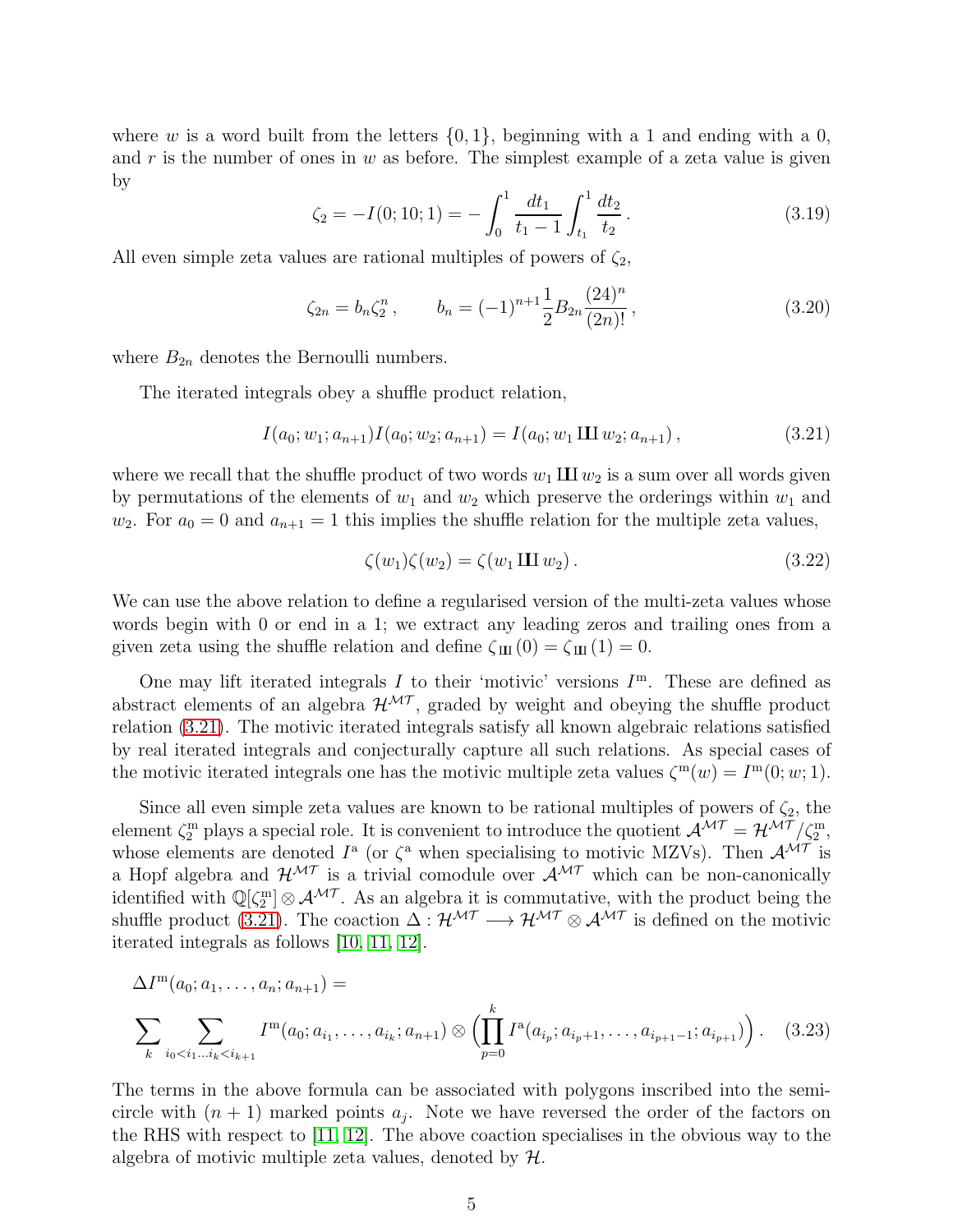where $w$ is a word built from the letters $\{0, 1\}$, beginning with a 1 and ending with a 0, and $r$ is the number of ones in $w$ as before. The simplest example of a zeta value is given by

$$\zeta_2 = -I(0; 10; 1) = -\int_0^1 \frac{dt_1}{t_1 - 1} \int_{t_1}^1 \frac{dt_2}{t_2}\,. \tag{3.19}$$

All even simple zeta values are rational multiples of powers of $\zeta_2$,

$$\zeta_{2n} = b_n \zeta_2^n\,, \qquad b_n = (-1)^{n+1} \frac{1}{2} B_{2n} \frac{(24)^n}{(2n)!}\,, \tag{3.20}$$

where $B_{2n}$ denotes the Bernoulli numbers.

The iterated integrals obey a shuffle product relation,

$$I(a_0; w_1; a_{n+1}) I(a_0; w_2; a_{n+1}) = I(a_0; w_1 \sqcup\!\sqcup\, w_2; a_{n+1})\,, \tag{3.21}$$

where we recall that the shuffle product of two words $w_1 \sqcup\!\sqcup\, w_2$ is a sum over all words given by permutations of the elements of $w_1$ and $w_2$ which preserve the orderings within $w_1$ and $w_2$. For $a_0 = 0$ and $a_{n+1} = 1$ this implies the shuffle relation for the multiple zeta values,

$$\zeta(w_1)\zeta(w_2) = \zeta(w_1 \sqcup\!\sqcup\, w_2)\,. \tag{3.22}$$

We can use the above relation to define a regularised version of the multi-zeta values whose words begin with 0 or end in a 1; we extract any leading zeros and trailing ones from a given zeta using the shuffle relation and define $\zeta_{\sqcup\!\sqcup}(0) = \zeta_{\sqcup\!\sqcup}(1) = 0$.

One may lift iterated integrals $I$ to their 'motivic' versions $I^{\mathrm{m}}$. These are defined as abstract elements of an algebra $\mathcal{H}^{\mathcal{MT}}$, graded by weight and obeying the shuffle product relation (3.21). The motivic iterated integrals satisfy all known algebraic relations satisfied by real iterated integrals and conjecturally capture all such relations. As special cases of the motivic iterated integrals one has the motivic multiple zeta values $\zeta^{\mathrm{m}}(w) = I^{\mathrm{m}}(0; w; 1)$.

Since all even simple zeta values are known to be rational multiples of powers of $\zeta_2$, the element $\zeta_2^{\mathrm{m}}$ plays a special role. It is convenient to introduce the quotient $\mathcal{A}^{\mathcal{MT}} = \mathcal{H}^{\mathcal{MT}}/\zeta_2^{\mathrm{m}}$, whose elements are denoted $I^{\mathrm{a}}$ (or $\zeta^{\mathrm{a}}$ when specialising to motivic MZVs). Then $\mathcal{A}^{\mathcal{MT}}$ is a Hopf algebra and $\mathcal{H}^{\mathcal{MT}}$ is a trivial comodule over $\mathcal{A}^{\mathcal{MT}}$ which can be non-canonically identified with $\mathbb{Q}[\zeta_2^{\mathrm{m}}] \otimes \mathcal{A}^{\mathcal{MT}}$. As an algebra it is commutative, with the product being the shuffle product (3.21). The coaction $\Delta : \mathcal{H}^{\mathcal{MT}} \longrightarrow \mathcal{H}^{\mathcal{MT}} \otimes \mathcal{A}^{\mathcal{MT}}$ is defined on the motivic iterated integrals as follows [10, 11, 12].

$$\Delta I^{\mathrm{m}}(a_0; a_1, \ldots, a_n; a_{n+1}) =$$
$$\sum_k \sum_{i_0 < i_1 \ldots i_k < i_{k+1}} I^{\mathrm{m}}(a_0; a_{i_1}, \ldots, a_{i_k}; a_{n+1}) \otimes \Big( \prod_{p=0}^{k} I^{\mathrm{a}}(a_{i_p}; a_{i_p+1}, \ldots, a_{i_{p+1}-1}; a_{i_{p+1}}) \Big)\,. \tag{3.23}$$

The terms in the above formula can be associated with polygons inscribed into the semi-circle with $(n+1)$ marked points $a_j$. Note we have reversed the order of the factors on the RHS with respect to [11, 12]. The above coaction specialises in the obvious way to the algebra of motivic multiple zeta values, denoted by $\mathcal{H}$.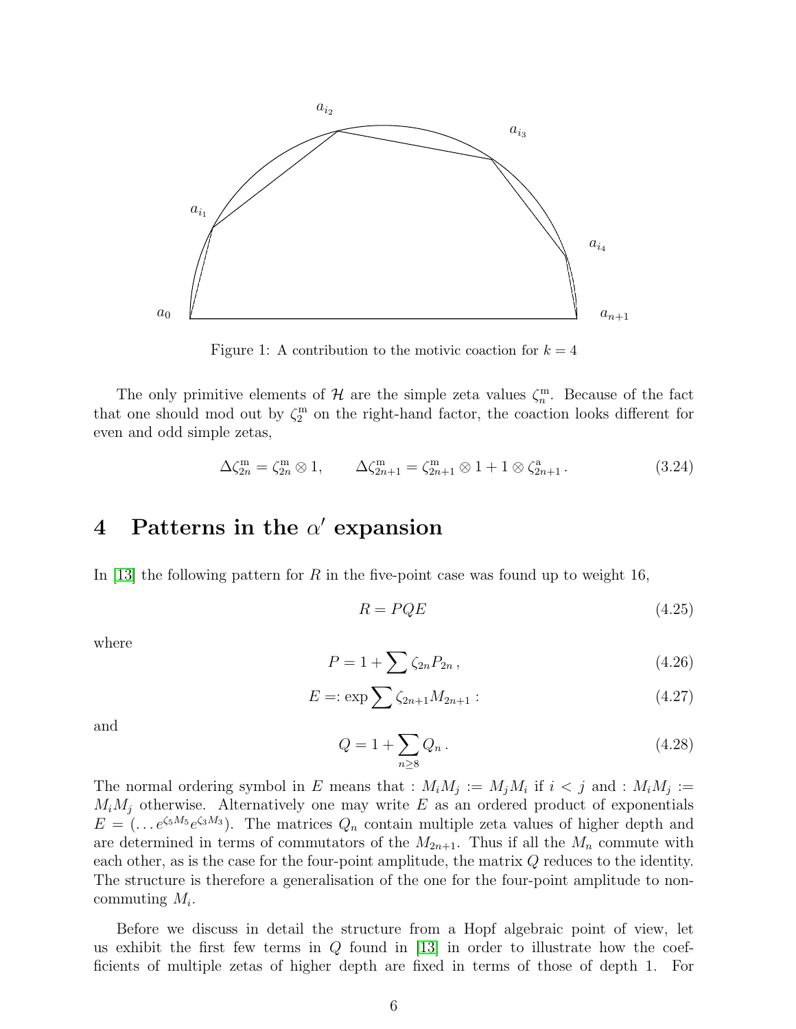Figure 1: A contribution to the motivic coaction for $k = 4$

The only primitive elements of $\mathcal{H}$ are the simple zeta values $\zeta_n^{\mathrm{m}}$. Because of the fact that one should mod out by $\zeta_2^{\mathrm{m}}$ on the right-hand factor, the coaction looks different for even and odd simple zetas,

$$\Delta\zeta_{2n}^{\mathrm{m}} = \zeta_{2n}^{\mathrm{m}} \otimes 1, \qquad \Delta\zeta_{2n+1}^{\mathrm{m}} = \zeta_{2n+1}^{\mathrm{m}} \otimes 1 + 1 \otimes \zeta_{2n+1}^{\mathrm{a}} . \tag{3.24}$$

# 4 Patterns in the $\alpha'$ expansion

In [13] the following pattern for $R$ in the five-point case was found up to weight 16,

$$R = PQE \tag{4.25}$$

where

$$P = 1 + \sum \zeta_{2n} P_{2n} , \tag{4.26}$$

$$E =: \exp \sum \zeta_{2n+1} M_{2n+1} : \tag{4.27}$$

and

$$Q = 1 + \sum_{n \geq 8} Q_n . \tag{4.28}$$

The normal ordering symbol in $E$ means that $: M_i M_j := M_j M_i$ if $i < j$ and $: M_i M_j := M_i M_j$ otherwise. Alternatively one may write $E$ as an ordered product of exponentials $E = (\ldots e^{\zeta_5 M_5} e^{\zeta_3 M_3})$. The matrices $Q_n$ contain multiple zeta values of higher depth and are determined in terms of commutators of the $M_{2n+1}$. Thus if all the $M_n$ commute with each other, as is the case for the four-point amplitude, the matrix $Q$ reduces to the identity. The structure is therefore a generalisation of the one for the four-point amplitude to non-commuting $M_i$.

Before we discuss in detail the structure from a Hopf algebraic point of view, let us exhibit the first few terms in $Q$ found in [13] in order to illustrate how the coefficients of multiple zetas of higher depth are fixed in terms of those of depth 1. For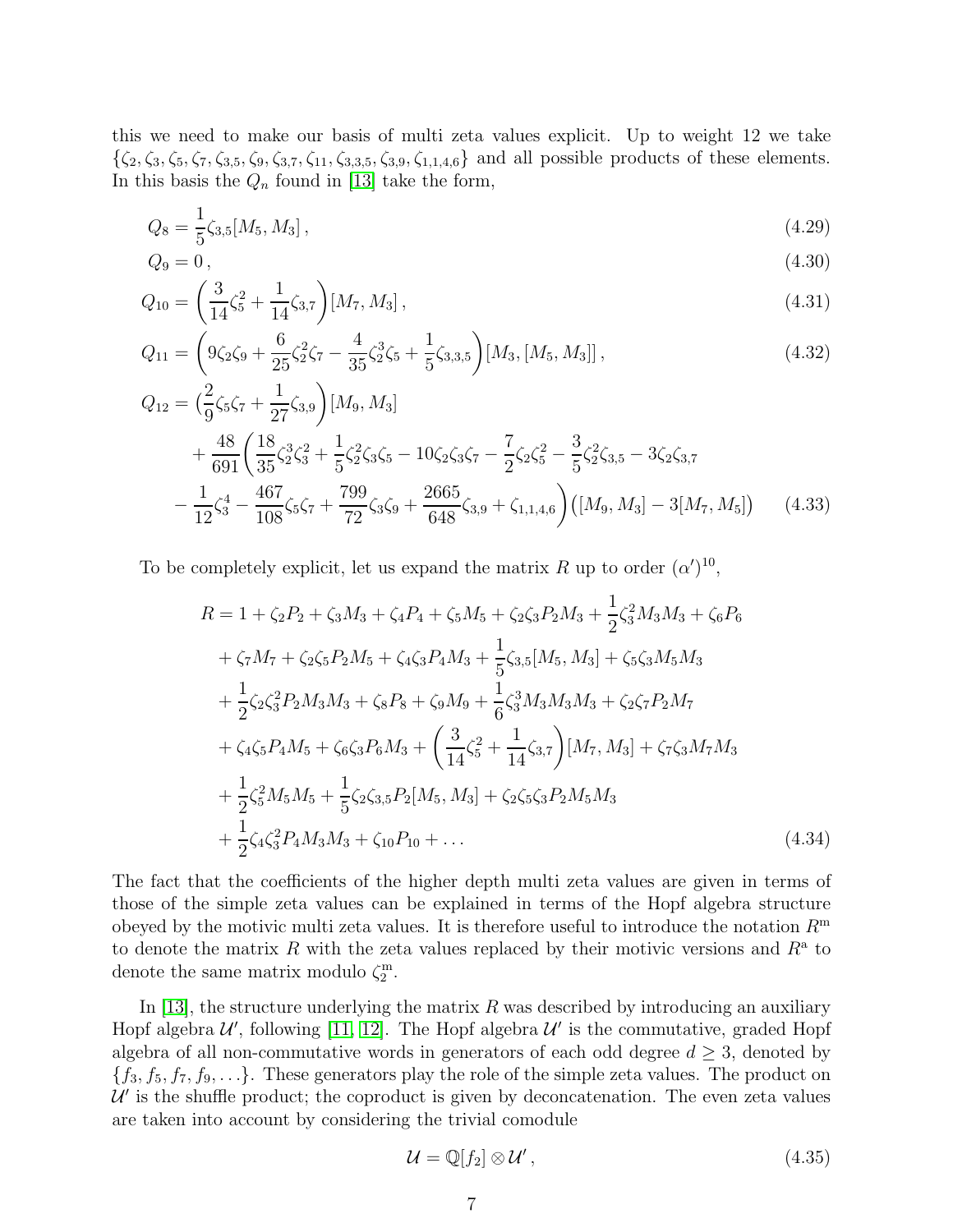this we need to make our basis of multi zeta values explicit. Up to weight 12 we take $\{\zeta_2, \zeta_3, \zeta_5, \zeta_7, \zeta_{3,5}, \zeta_9, \zeta_{3,7}, \zeta_{11}, \zeta_{3,3,5}, \zeta_{3,9}, \zeta_{1,1,4,6}\}$ and all possible products of these elements. In this basis the $Q_n$ found in [13] take the form,

$$
Q_8 = \frac{1}{5}\zeta_{3,5}[M_5, M_3]\,, \tag{4.29}
$$

$$
Q_9 = 0\,, \tag{4.30}
$$

$$
Q_{10} = \left(\frac{3}{14}\zeta_5^2 + \frac{1}{14}\zeta_{3,7}\right)[M_7, M_3]\,, \tag{4.31}
$$

$$
Q_{11} = \left(9\zeta_2\zeta_9 + \frac{6}{25}\zeta_2^2\zeta_7 - \frac{4}{35}\zeta_2^3\zeta_5 + \frac{1}{5}\zeta_{3,3,5}\right)[M_3, [M_5, M_3]]\,, \tag{4.32}
$$

$$
\begin{aligned}
Q_{12} = &\Big(\frac{2}{9}\zeta_5\zeta_7 + \frac{1}{27}\zeta_{3,9}\Big)[M_9, M_3] \\
&+ \frac{48}{691}\bigg(\frac{18}{35}\zeta_2^3\zeta_3^2 + \frac{1}{5}\zeta_2^2\zeta_3\zeta_5 - 10\zeta_2\zeta_3\zeta_7 - \frac{7}{2}\zeta_2\zeta_5^2 - \frac{3}{5}\zeta_2^2\zeta_{3,5} - 3\zeta_2\zeta_{3,7} \\
&- \frac{1}{12}\zeta_3^4 - \frac{467}{108}\zeta_5\zeta_7 + \frac{799}{72}\zeta_3\zeta_9 + \frac{2665}{648}\zeta_{3,9} + \zeta_{1,1,4,6}\bigg)\big([M_9, M_3] - 3[M_7, M_5]\big)
\end{aligned} \tag{4.33}
$$

To be completely explicit, let us expand the matrix $R$ up to order $(\alpha')^{10}$,

$$
\begin{aligned}
R = \; &1 + \zeta_2 P_2 + \zeta_3 M_3 + \zeta_4 P_4 + \zeta_5 M_5 + \zeta_2\zeta_3 P_2 M_3 + \frac{1}{2}\zeta_3^2 M_3 M_3 + \zeta_6 P_6 \\
&+ \zeta_7 M_7 + \zeta_2\zeta_5 P_2 M_5 + \zeta_4\zeta_3 P_4 M_3 + \frac{1}{5}\zeta_{3,5}[M_5, M_3] + \zeta_5\zeta_3 M_5 M_3 \\
&+ \frac{1}{2}\zeta_2\zeta_3^2 P_2 M_3 M_3 + \zeta_8 P_8 + \zeta_9 M_9 + \frac{1}{6}\zeta_3^3 M_3 M_3 M_3 + \zeta_2\zeta_7 P_2 M_7 \\
&+ \zeta_4\zeta_5 P_4 M_5 + \zeta_6\zeta_3 P_6 M_3 + \left(\frac{3}{14}\zeta_5^2 + \frac{1}{14}\zeta_{3,7}\right)[M_7, M_3] + \zeta_7\zeta_3 M_7 M_3 \\
&+ \frac{1}{2}\zeta_5^2 M_5 M_5 + \frac{1}{5}\zeta_2\zeta_{3,5} P_2[M_5, M_3] + \zeta_2\zeta_5\zeta_3 P_2 M_5 M_3 \\
&+ \frac{1}{2}\zeta_4\zeta_3^2 P_4 M_3 M_3 + \zeta_{10} P_{10} + \ldots
\end{aligned} \tag{4.34}
$$

The fact that the coefficients of the higher depth multi zeta values are given in terms of those of the simple zeta values can be explained in terms of the Hopf algebra structure obeyed by the motivic multi zeta values. It is therefore useful to introduce the notation $R^{\mathrm{m}}$ to denote the matrix $R$ with the zeta values replaced by their motivic versions and $R^{\mathrm{a}}$ to denote the same matrix modulo $\zeta_2^{\mathrm{m}}$.

In [13], the structure underlying the matrix $R$ was described by introducing an auxiliary Hopf algebra $\mathcal{U}'$, following [11, 12]. The Hopf algebra $\mathcal{U}'$ is the commutative, graded Hopf algebra of all non-commutative words in generators of each odd degree $d \geq 3$, denoted by $\{f_3, f_5, f_7, f_9, \ldots\}$. These generators play the role of the simple zeta values. The product on $\mathcal{U}'$ is the shuffle product; the coproduct is given by deconcatenation. The even zeta values are taken into account by considering the trivial comodule

$$
\mathcal{U} = \mathbb{Q}[f_2] \otimes \mathcal{U}'\,, \tag{4.35}
$$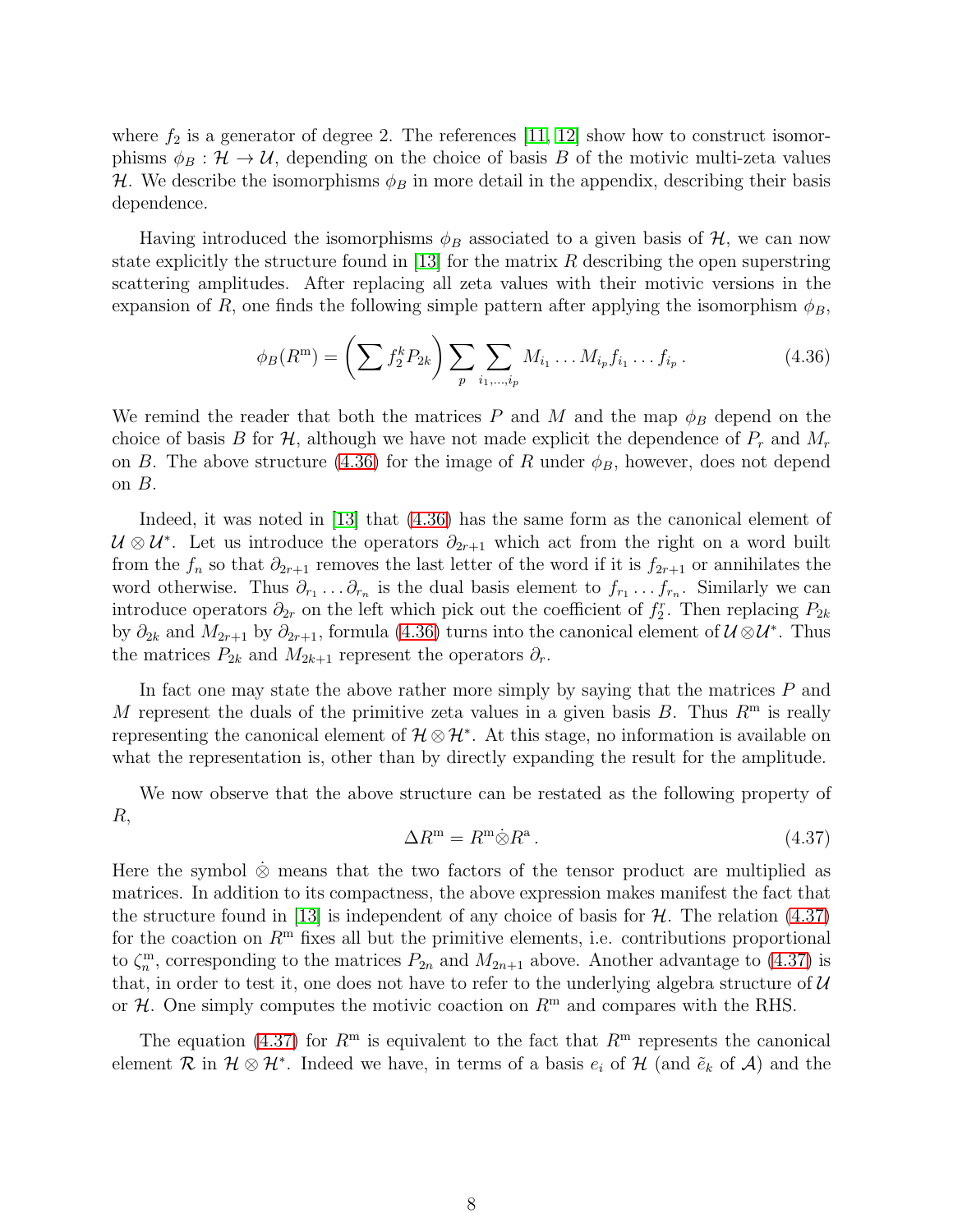where $f_2$ is a generator of degree 2. The references [11, 12] show how to construct isomorphisms $\phi_B : \mathcal{H} \to \mathcal{U}$, depending on the choice of basis $B$ of the motivic multi-zeta values $\mathcal{H}$. We describe the isomorphisms $\phi_B$ in more detail in the appendix, describing their basis dependence.

Having introduced the isomorphisms $\phi_B$ associated to a given basis of $\mathcal{H}$, we can now state explicitly the structure found in [13] for the matrix $R$ describing the open superstring scattering amplitudes. After replacing all zeta values with their motivic versions in the expansion of $R$, one finds the following simple pattern after applying the isomorphism $\phi_B$,

$$\phi_B(R^{\mathrm{m}}) = \left(\sum f_2^k P_{2k}\right) \sum_p \sum_{i_1,\ldots,i_p} M_{i_1} \ldots M_{i_p} f_{i_1} \ldots f_{i_p} \,. \tag{4.36}$$

We remind the reader that both the matrices $P$ and $M$ and the map $\phi_B$ depend on the choice of basis $B$ for $\mathcal{H}$, although we have not made explicit the dependence of $P_r$ and $M_r$ on $B$. The above structure (4.36) for the image of $R$ under $\phi_B$, however, does not depend on $B$.

Indeed, it was noted in [13] that (4.36) has the same form as the canonical element of $\mathcal{U} \otimes \mathcal{U}^*$. Let us introduce the operators $\partial_{2r+1}$ which act from the right on a word built from the $f_n$ so that $\partial_{2r+1}$ removes the last letter of the word if it is $f_{2r+1}$ or annihilates the word otherwise. Thus $\partial_{r_1} \ldots \partial_{r_n}$ is the dual basis element to $f_{r_1} \ldots f_{r_n}$. Similarly we can introduce operators $\partial_{2r}$ on the left which pick out the coefficient of $f_2^r$. Then replacing $P_{2k}$ by $\partial_{2k}$ and $M_{2r+1}$ by $\partial_{2r+1}$, formula (4.36) turns into the canonical element of $\mathcal{U} \otimes \mathcal{U}^*$. Thus the matrices $P_{2k}$ and $M_{2k+1}$ represent the operators $\partial_r$.

In fact one may state the above rather more simply by saying that the matrices $P$ and $M$ represent the duals of the primitive zeta values in a given basis $B$. Thus $R^{\mathrm{m}}$ is really representing the canonical element of $\mathcal{H} \otimes \mathcal{H}^*$. At this stage, no information is available on what the representation is, other than by directly expanding the result for the amplitude.

We now observe that the above structure can be restated as the following property of $R$,

$$\Delta R^{\mathrm{m}} = R^{\mathrm{m}} \dot{\otimes} R^{\mathrm{a}} \,. \tag{4.37}$$

Here the symbol $\dot{\otimes}$ means that the two factors of the tensor product are multiplied as matrices. In addition to its compactness, the above expression makes manifest the fact that the structure found in [13] is independent of any choice of basis for $\mathcal{H}$. The relation (4.37) for the coaction on $R^{\mathrm{m}}$ fixes all but the primitive elements, i.e. contributions proportional to $\zeta_n^{\mathrm{m}}$, corresponding to the matrices $P_{2n}$ and $M_{2n+1}$ above. Another advantage to (4.37) is that, in order to test it, one does not have to refer to the underlying algebra structure of $\mathcal{U}$ or $\mathcal{H}$. One simply computes the motivic coaction on $R^{\mathrm{m}}$ and compares with the RHS.

The equation (4.37) for $R^{\mathrm{m}}$ is equivalent to the fact that $R^{\mathrm{m}}$ represents the canonical element $\mathcal{R}$ in $\mathcal{H} \otimes \mathcal{H}^*$. Indeed we have, in terms of a basis $e_i$ of $\mathcal{H}$ (and $\tilde{e}_k$ of $\mathcal{A}$) and the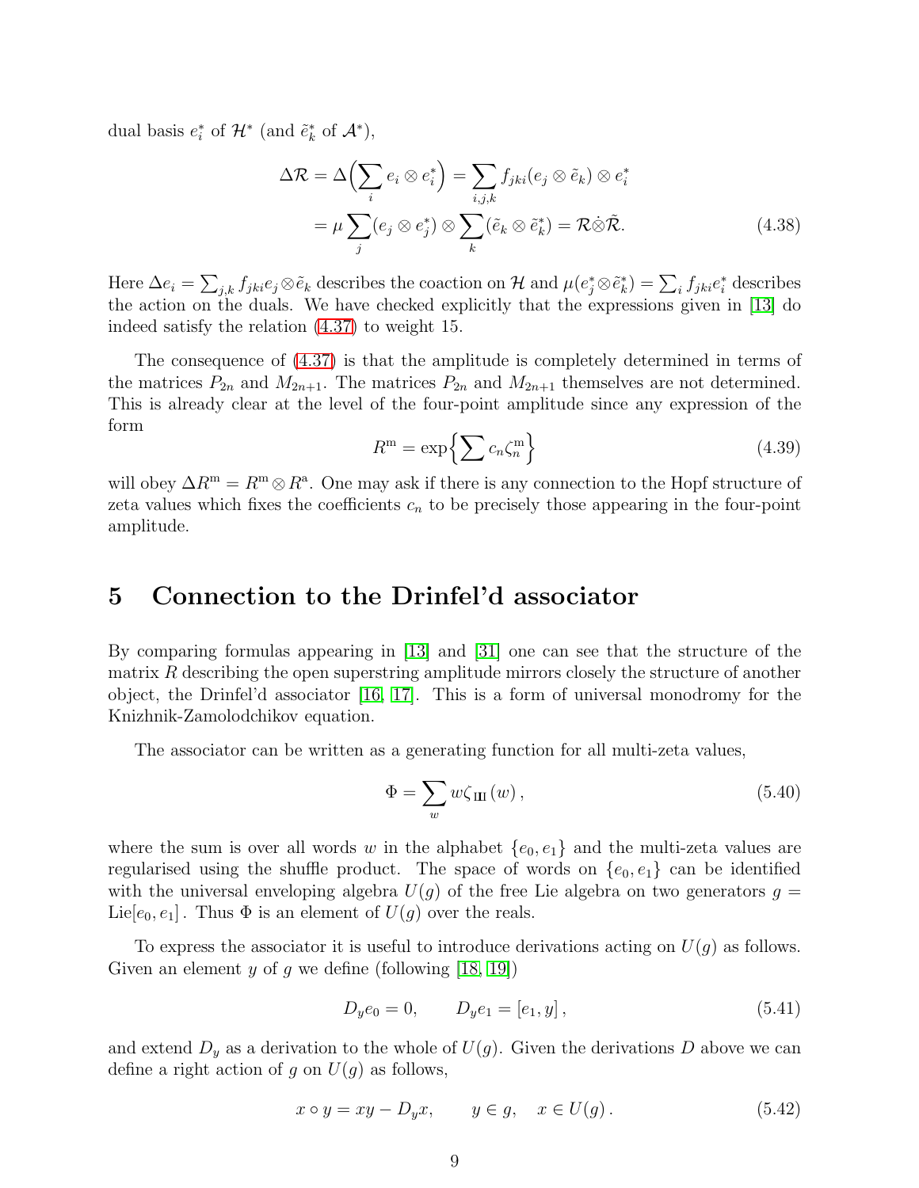dual basis $e_i^*$ of $\mathcal{H}^*$ (and $\tilde{e}_k^*$ of $\mathcal{A}^*$),

$$
\begin{aligned}
\Delta \mathcal{R} = \Delta\Big(\sum_i e_i \otimes e_i^*\Big) &= \sum_{i,j,k} f_{jki}(e_j \otimes \tilde{e}_k) \otimes e_i^* \\
&= \mu \sum_j (e_j \otimes e_j^*) \otimes \sum_k (\tilde{e}_k \otimes \tilde{e}_k^*) = \mathcal{R} \dot{\otimes} \tilde{\mathcal{R}}.
\end{aligned}
\tag{4.38}
$$

Here $\Delta e_i = \sum_{j,k} f_{jki} e_j \otimes \tilde{e}_k$ describes the coaction on $\mathcal{H}$ and $\mu(e_j^* \otimes \tilde{e}_k^*) = \sum_i f_{jki} e_i^*$ describes the action on the duals. We have checked explicitly that the expressions given in [13] do indeed satisfy the relation (4.37) to weight 15.

The consequence of (4.37) is that the amplitude is completely determined in terms of the matrices $P_{2n}$ and $M_{2n+1}$. The matrices $P_{2n}$ and $M_{2n+1}$ themselves are not determined. This is already clear at the level of the four-point amplitude since any expression of the form

$$
R^{\mathrm{m}} = \exp\Big\{\sum c_n \zeta_n^{\mathrm{m}}\Big\}
\tag{4.39}
$$

will obey $\Delta R^{\mathrm{m}} = R^{\mathrm{m}} \otimes R^{\mathrm{a}}$. One may ask if there is any connection to the Hopf structure of zeta values which fixes the coefficients $c_n$ to be precisely those appearing in the four-point amplitude.

# 5 Connection to the Drinfel'd associator

By comparing formulas appearing in [13] and [31] one can see that the structure of the matrix $R$ describing the open superstring amplitude mirrors closely the structure of another object, the Drinfel'd associator [16, 17]. This is a form of universal monodromy for the Knizhnik-Zamolodchikov equation.

The associator can be written as a generating function for all multi-zeta values,

$$
\Phi = \sum_w w \zeta_{\text{Ш}}(w)\,,
\tag{5.40}
$$

where the sum is over all words $w$ in the alphabet $\{e_0, e_1\}$ and the multi-zeta values are regularised using the shuffle product. The space of words on $\{e_0, e_1\}$ can be identified with the universal enveloping algebra $U(g)$ of the free Lie algebra on two generators $g = \mathrm{Lie}[e_0, e_1]$. Thus $\Phi$ is an element of $U(g)$ over the reals.

To express the associator it is useful to introduce derivations acting on $U(g)$ as follows. Given an element $y$ of $g$ we define (following [18, 19])

$$
D_y e_0 = 0, \qquad D_y e_1 = [e_1, y]\,,
\tag{5.41}
$$

and extend $D_y$ as a derivation to the whole of $U(g)$. Given the derivations $D$ above we can define a right action of $g$ on $U(g)$ as follows,

$$
x \circ y = xy - D_y x, \qquad y \in g, \quad x \in U(g)\,.
\tag{5.42}
$$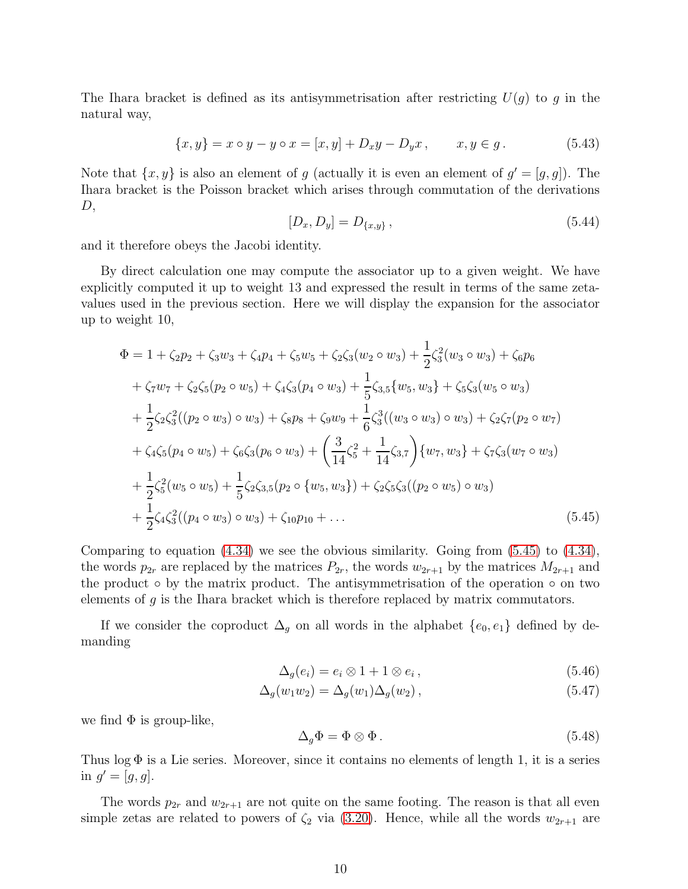The Ihara bracket is defined as its antisymmetrisation after restricting $U(g)$ to $g$ in the natural way,

$$\{x, y\} = x \circ y - y \circ x = [x, y] + D_x y - D_y x\,, \qquad x, y \in g\,. \tag{5.43}$$

Note that $\{x, y\}$ is also an element of $g$ (actually it is even an element of $g' = [g, g]$). The Ihara bracket is the Poisson bracket which arises through commutation of the derivations $D$,

$$[D_x, D_y] = D_{\{x,y\}}\,, \tag{5.44}$$

and it therefore obeys the Jacobi identity.

By direct calculation one may compute the associator up to a given weight. We have explicitly computed it up to weight 13 and expressed the result in terms of the same zeta-values used in the previous section. Here we will display the expansion for the associator up to weight 10,

$$\begin{aligned}
\Phi = {} & 1 + \zeta_2 p_2 + \zeta_3 w_3 + \zeta_4 p_4 + \zeta_5 w_5 + \zeta_2\zeta_3 (w_2 \circ w_3) + \frac{1}{2}\zeta_3^2 (w_3 \circ w_3) + \zeta_6 p_6 \\
& + \zeta_7 w_7 + \zeta_2\zeta_5 (p_2 \circ w_5) + \zeta_4\zeta_3 (p_4 \circ w_3) + \frac{1}{5}\zeta_{3,5}\{w_5, w_3\} + \zeta_5\zeta_3 (w_5 \circ w_3) \\
& + \frac{1}{2}\zeta_2\zeta_3^2 ((p_2 \circ w_3) \circ w_3) + \zeta_8 p_8 + \zeta_9 w_9 + \frac{1}{6}\zeta_3^3 ((w_3 \circ w_3) \circ w_3) + \zeta_2\zeta_7 (p_2 \circ w_7) \\
& + \zeta_4\zeta_5 (p_4 \circ w_5) + \zeta_6\zeta_3 (p_6 \circ w_3) + \left(\frac{3}{14}\zeta_5^2 + \frac{1}{14}\zeta_{3,7}\right)\{w_7, w_3\} + \zeta_7\zeta_3 (w_7 \circ w_3) \\
& + \frac{1}{2}\zeta_5^2 (w_5 \circ w_5) + \frac{1}{5}\zeta_2\zeta_{3,5} (p_2 \circ \{w_5, w_3\}) + \zeta_2\zeta_5\zeta_3 ((p_2 \circ w_5) \circ w_3) \\
& + \frac{1}{2}\zeta_4\zeta_3^2 ((p_4 \circ w_3) \circ w_3) + \zeta_{10} p_{10} + \ldots
\end{aligned} \tag{5.45}$$

Comparing to equation (4.34) we see the obvious similarity. Going from (5.45) to (4.34), the words $p_{2r}$ are replaced by the matrices $P_{2r}$, the words $w_{2r+1}$ by the matrices $M_{2r+1}$ and the product $\circ$ by the matrix product. The antisymmetrisation of the operation $\circ$ on two elements of $g$ is the Ihara bracket which is therefore replaced by matrix commutators.

If we consider the coproduct $\Delta_g$ on all words in the alphabet $\{e_0, e_1\}$ defined by demanding

$$\Delta_g(e_i) = e_i \otimes 1 + 1 \otimes e_i\,, \tag{5.46}$$

$$\Delta_g(w_1 w_2) = \Delta_g(w_1)\Delta_g(w_2)\,, \tag{5.47}$$

we find $\Phi$ is group-like,

$$\Delta_g \Phi = \Phi \otimes \Phi\,. \tag{5.48}$$

Thus $\log \Phi$ is a Lie series. Moreover, since it contains no elements of length 1, it is a series in $g' = [g, g]$.

The words $p_{2r}$ and $w_{2r+1}$ are not quite on the same footing. The reason is that all even simple zetas are related to powers of $\zeta_2$ via (3.20). Hence, while all the words $w_{2r+1}$ are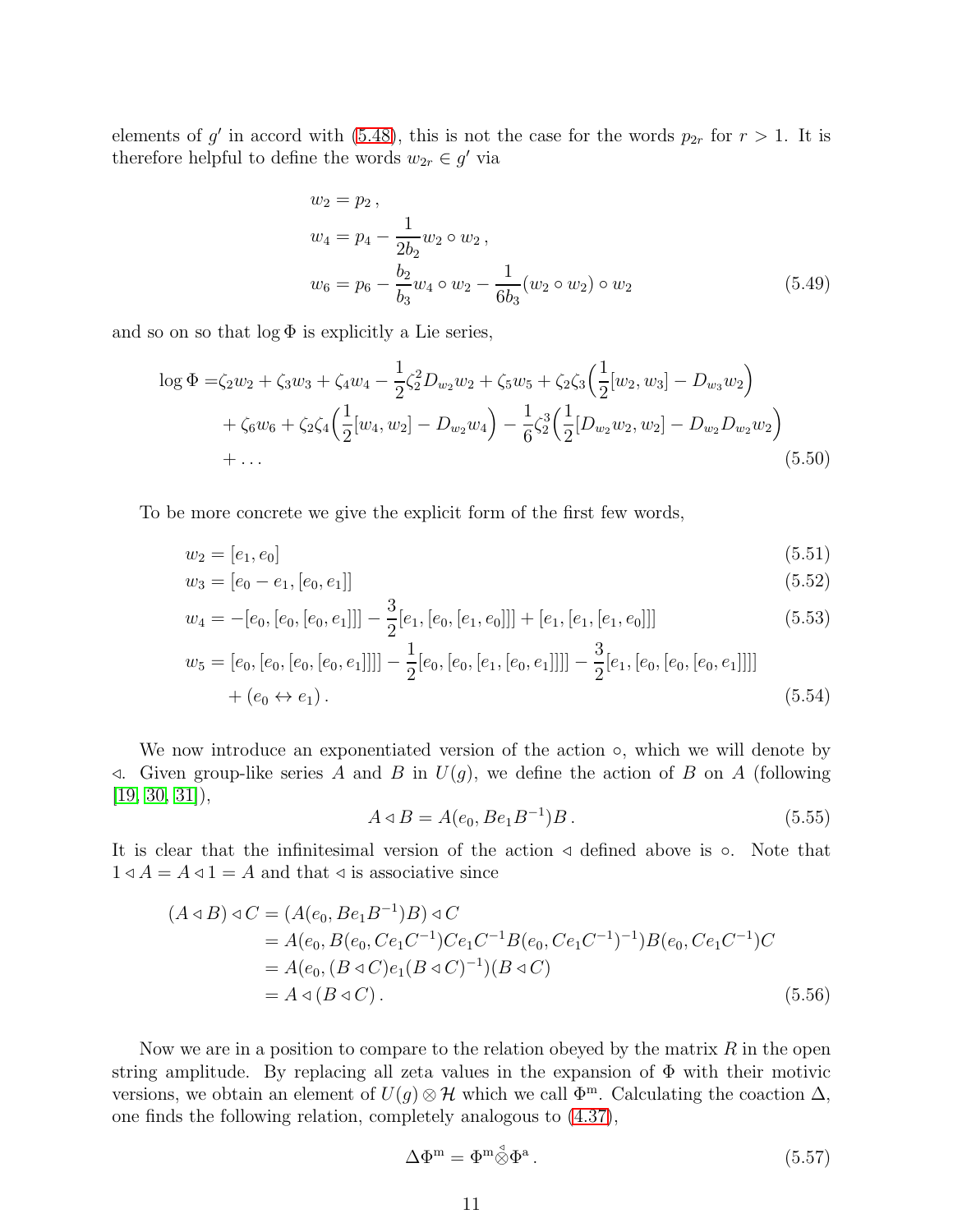elements of $g'$ in accord with (5.48), this is not the case for the words $p_{2r}$ for $r > 1$. It is therefore helpful to define the words $w_{2r} \in g'$ via

$$
\begin{aligned}
w_2 &= p_2\,, \\
w_4 &= p_4 - \frac{1}{2b_2} w_2 \circ w_2\,, \\
w_6 &= p_6 - \frac{b_2}{b_3} w_4 \circ w_2 - \frac{1}{6b_3} (w_2 \circ w_2) \circ w_2
\end{aligned}
\tag{5.49}
$$

and so on so that $\log \Phi$ is explicitly a Lie series,

$$
\begin{aligned}
\log \Phi =& \zeta_2 w_2 + \zeta_3 w_3 + \zeta_4 w_4 - \frac{1}{2}\zeta_2^2 D_{w_2} w_2 + \zeta_5 w_5 + \zeta_2 \zeta_3 \Big( \frac{1}{2}[w_2, w_3] - D_{w_3} w_2 \Big) \\
&+ \zeta_6 w_6 + \zeta_2 \zeta_4 \Big( \frac{1}{2}[w_4, w_2] - D_{w_2} w_4 \Big) - \frac{1}{6}\zeta_2^3 \Big( \frac{1}{2}[D_{w_2} w_2, w_2] - D_{w_2} D_{w_2} w_2 \Big) \\
&+ \ldots
\end{aligned}
\tag{5.50}
$$

To be more concrete we give the explicit form of the first few words,

$$
w_2 = [e_1, e_0] \tag{5.51}
$$

$$
w_3 = [e_0 - e_1, [e_0, e_1]] \tag{5.52}
$$

$$
w_4 = -[e_0, [e_0, [e_0, e_1]]] - \frac{3}{2}[e_1, [e_0, [e_1, e_0]]] + [e_1, [e_1, [e_1, e_0]]] \tag{5.53}
$$

$$
\begin{aligned}
w_5 =& [e_0, [e_0, [e_0, [e_0, e_1]]]] - \frac{1}{2}[e_0, [e_0, [e_1, [e_0, e_1]]]] - \frac{3}{2}[e_1, [e_0, [e_0, [e_0, e_1]]]] \\
&+ (e_0 \leftrightarrow e_1)\,.
\end{aligned}
\tag{5.54}
$$

We now introduce an exponentiated version of the action $\circ$, which we will denote by $\triangleleft$. Given group-like series $A$ and $B$ in $U(g)$, we define the action of $B$ on $A$ (following [19, 30, 31]),

$$
A \triangleleft B = A(e_0, B e_1 B^{-1}) B\,. \tag{5.55}
$$

It is clear that the infinitesimal version of the action $\triangleleft$ defined above is $\circ$. Note that $1 \triangleleft A = A \triangleleft 1 = A$ and that $\triangleleft$ is associative since

$$
\begin{aligned}
(A \triangleleft B) \triangleleft C &= (A(e_0, B e_1 B^{-1}) B) \triangleleft C \\
&= A(e_0, B(e_0, C e_1 C^{-1}) C e_1 C^{-1} B(e_0, C e_1 C^{-1})^{-1}) B(e_0, C e_1 C^{-1}) C \\
&= A(e_0, (B \triangleleft C) e_1 (B \triangleleft C)^{-1})(B \triangleleft C) \\
&= A \triangleleft (B \triangleleft C)\,.
\end{aligned}
\tag{5.56}
$$

Now we are in a position to compare to the relation obeyed by the matrix $R$ in the open string amplitude. By replacing all zeta values in the expansion of $\Phi$ with their motivic versions, we obtain an element of $U(g) \otimes \mathcal{H}$ which we call $\Phi^{\rm m}$. Calculating the coaction $\Delta$, one finds the following relation, completely analogous to (4.37),

$$
\Delta \Phi^{\rm m} = \Phi^{\rm m} \overset{\triangleleft}{\otimes} \Phi^{\rm a}\,. \tag{5.57}
$$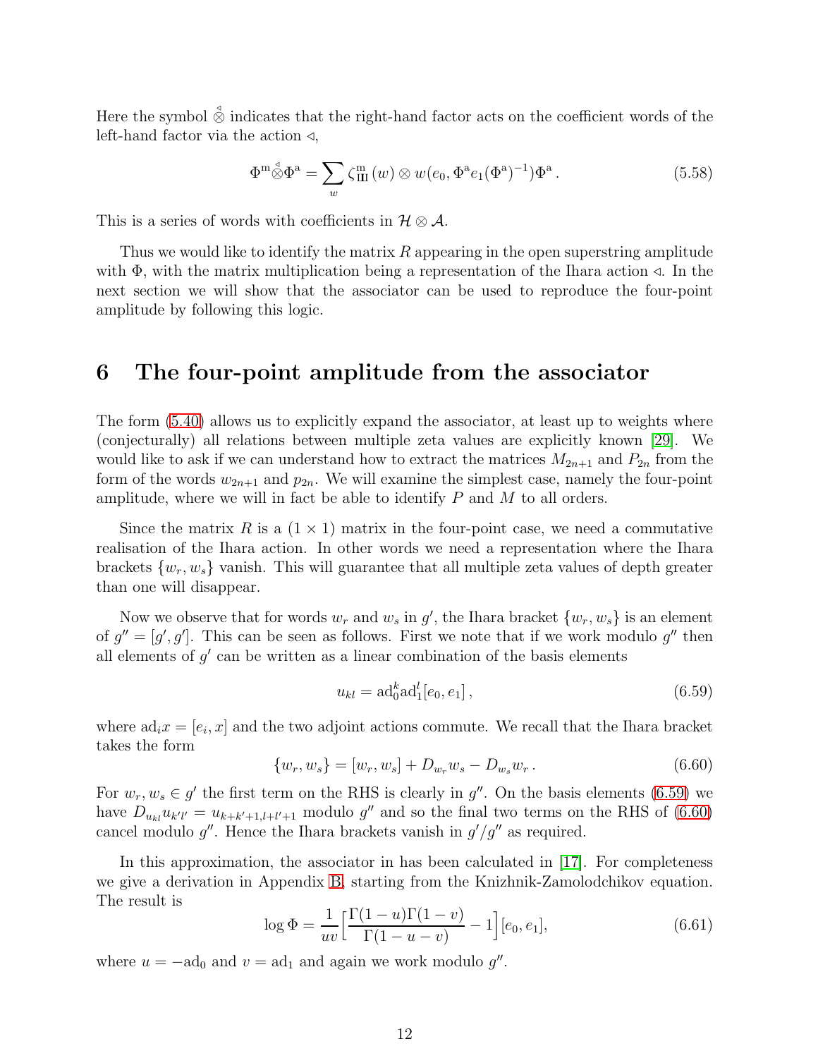Here the symbol $\overset{\triangleleft}{\otimes}$ indicates that the right-hand factor acts on the coefficient words of the left-hand factor via the action $\triangleleft$,

$$\Phi^{\mathrm{m}} \overset{\triangleleft}{\otimes} \Phi^{\mathrm{a}} = \sum_{w} \zeta^{\mathrm{m}}_{\text{Ш}}(w) \otimes w(e_0, \Phi^{\mathrm{a}} e_1 (\Phi^{\mathrm{a}})^{-1}) \Phi^{\mathrm{a}} \,. \tag{5.58}$$

This is a series of words with coefficients in $\mathcal{H} \otimes \mathcal{A}$.

Thus we would like to identify the matrix $R$ appearing in the open superstring amplitude with $\Phi$, with the matrix multiplication being a representation of the Ihara action $\triangleleft$. In the next section we will show that the associator can be used to reproduce the four-point amplitude by following this logic.

# 6 The four-point amplitude from the associator

The form (5.40) allows us to explicitly expand the associator, at least up to weights where (conjecturally) all relations between multiple zeta values are explicitly known [29]. We would like to ask if we can understand how to extract the matrices $M_{2n+1}$ and $P_{2n}$ from the form of the words $w_{2n+1}$ and $p_{2n}$. We will examine the simplest case, namely the four-point amplitude, where we will in fact be able to identify $P$ and $M$ to all orders.

Since the matrix $R$ is a $(1 \times 1)$ matrix in the four-point case, we need a commutative realisation of the Ihara action. In other words we need a representation where the Ihara brackets $\{w_r, w_s\}$ vanish. This will guarantee that all multiple zeta values of depth greater than one will disappear.

Now we observe that for words $w_r$ and $w_s$ in $g'$, the Ihara bracket $\{w_r, w_s\}$ is an element of $g'' = [g', g']$. This can be seen as follows. First we note that if we work modulo $g''$ then all elements of $g'$ can be written as a linear combination of the basis elements

$$u_{kl} = \mathrm{ad}_0^k \mathrm{ad}_1^l [e_0, e_1] \,, \tag{6.59}$$

where $\mathrm{ad}_i x = [e_i, x]$ and the two adjoint actions commute. We recall that the Ihara bracket takes the form

$$\{w_r, w_s\} = [w_r, w_s] + D_{w_r} w_s - D_{w_s} w_r \,. \tag{6.60}$$

For $w_r, w_s \in g'$ the first term on the RHS is clearly in $g''$. On the basis elements (6.59) we have $D_{u_{kl}} u_{k'l'} = u_{k+k'+1, l+l'+1}$ modulo $g''$ and so the final two terms on the RHS of (6.60) cancel modulo $g''$. Hence the Ihara brackets vanish in $g'/g''$ as required.

In this approximation, the associator in has been calculated in [17]. For completeness we give a derivation in Appendix B, starting from the Knizhnik-Zamolodchikov equation. The result is

$$\log \Phi = \frac{1}{uv} \Big[ \frac{\Gamma(1-u)\Gamma(1-v)}{\Gamma(1-u-v)} - 1 \Big] [e_0, e_1], \tag{6.61}$$

where $u = -\mathrm{ad}_0$ and $v = \mathrm{ad}_1$ and again we work modulo $g''$.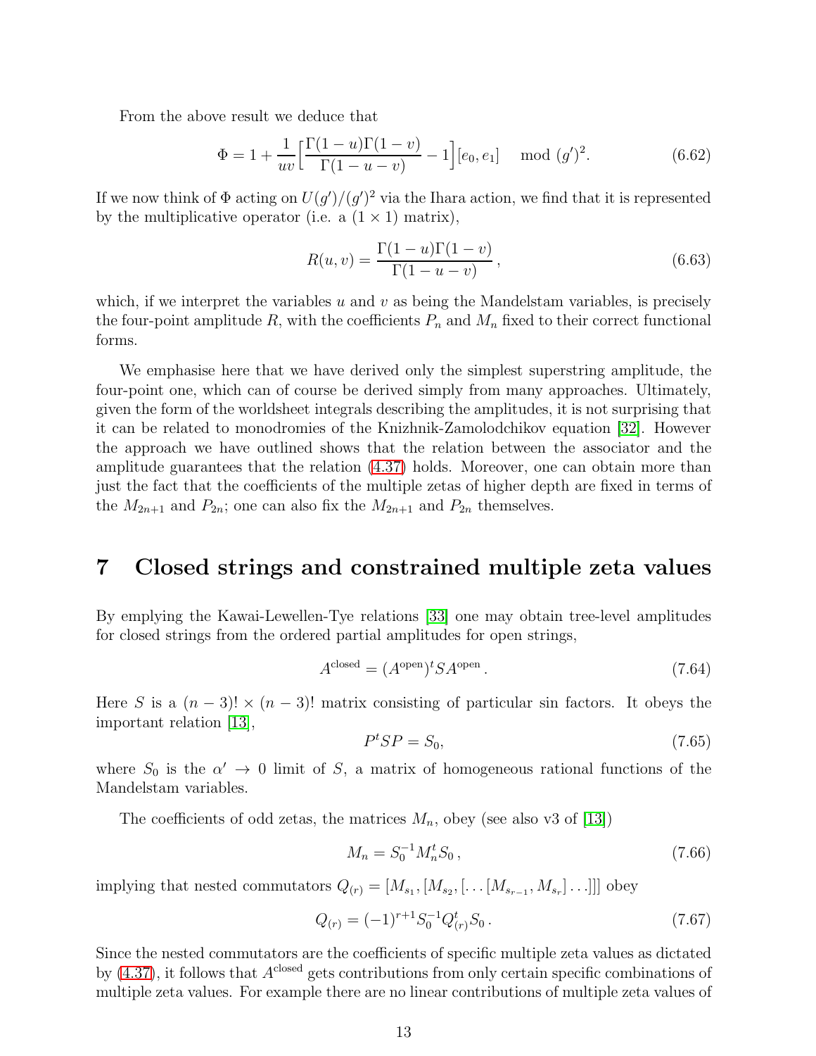From the above result we deduce that

$$\Phi = 1 + \frac{1}{uv}\Big[\frac{\Gamma(1-u)\Gamma(1-v)}{\Gamma(1-u-v)} - 1\Big][e_0, e_1] \mod (g')^2. \tag{6.62}$$

If we now think of $\Phi$ acting on $U(g')/(g')^2$ via the Ihara action, we find that it is represented by the multiplicative operator (i.e. a $(1 \times 1)$ matrix),

$$R(u, v) = \frac{\Gamma(1-u)\Gamma(1-v)}{\Gamma(1-u-v)}, \tag{6.63}$$

which, if we interpret the variables $u$ and $v$ as being the Mandelstam variables, is precisely the four-point amplitude $R$, with the coefficients $P_n$ and $M_n$ fixed to their correct functional forms.

We emphasise here that we have derived only the simplest superstring amplitude, the four-point one, which can of course be derived simply from many approaches. Ultimately, given the form of the worldsheet integrals describing the amplitudes, it is not surprising that it can be related to monodromies of the Knizhnik-Zamolodchikov equation [32]. However the approach we have outlined shows that the relation between the associator and the amplitude guarantees that the relation (4.37) holds. Moreover, one can obtain more than just the fact that the coefficients of the multiple zetas of higher depth are fixed in terms of the $M_{2n+1}$ and $P_{2n}$; one can also fix the $M_{2n+1}$ and $P_{2n}$ themselves.

# 7 Closed strings and constrained multiple zeta values

By emplying the Kawai-Lewellen-Tye relations [33] one may obtain tree-level amplitudes for closed strings from the ordered partial amplitudes for open strings,

$$A^{\text{closed}} = (A^{\text{open}})^t S A^{\text{open}}. \tag{7.64}$$

Here $S$ is a $(n-3)! \times (n-3)!$ matrix consisting of particular sin factors. It obeys the important relation [13],

$$P^t S P = S_0, \tag{7.65}$$

where $S_0$ is the $\alpha' \to 0$ limit of $S$, a matrix of homogeneous rational functions of the Mandelstam variables.

The coefficients of odd zetas, the matrices $M_n$, obey (see also v3 of [13])

$$M_n = S_0^{-1} M_n^t S_0, \tag{7.66}$$

implying that nested commutators $Q_{(r)} = [M_{s_1}, [M_{s_2}, [\ldots [M_{s_{r-1}}, M_{s_r}] \ldots]]]$ obey

$$Q_{(r)} = (-1)^{r+1} S_0^{-1} Q_{(r)}^t S_0. \tag{7.67}$$

Since the nested commutators are the coefficients of specific multiple zeta values as dictated by (4.37), it follows that $A^{\text{closed}}$ gets contributions from only certain specific combinations of multiple zeta values. For example there are no linear contributions of multiple zeta values of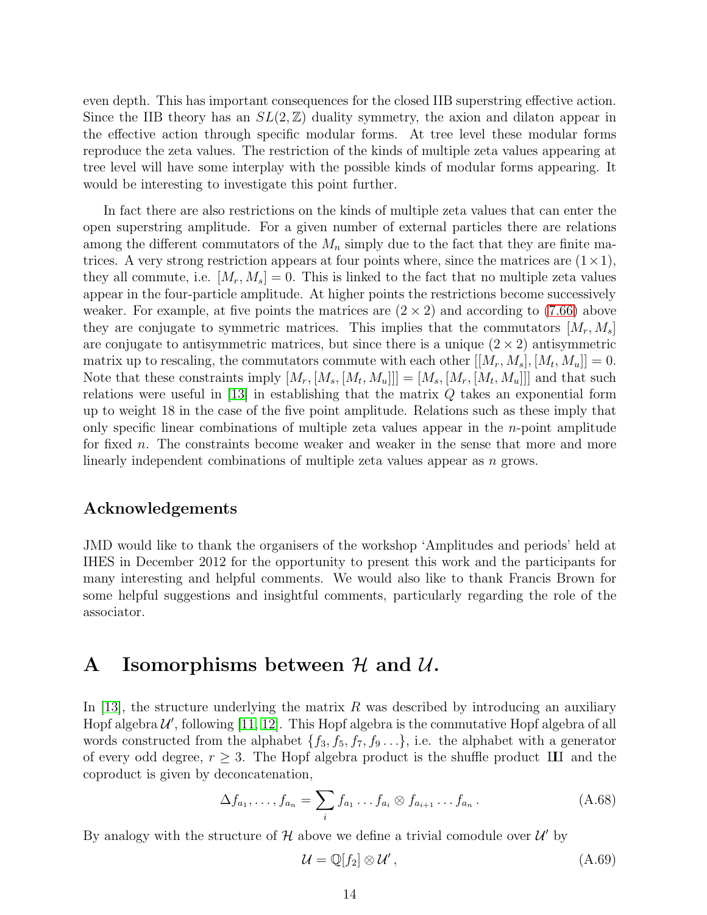even depth. This has important consequences for the closed IIB superstring effective action. Since the IIB theory has an $SL(2,\mathbb{Z})$ duality symmetry, the axion and dilaton appear in the effective action through specific modular forms. At tree level these modular forms reproduce the zeta values. The restriction of the kinds of multiple zeta values appearing at tree level will have some interplay with the possible kinds of modular forms appearing. It would be interesting to investigate this point further.

In fact there are also restrictions on the kinds of multiple zeta values that can enter the open superstring amplitude. For a given number of external particles there are relations among the different commutators of the $M_n$ simply due to the fact that they are finite matrices. A very strong restriction appears at four points where, since the matrices are $(1\times 1)$, they all commute, i.e. $[M_r, M_s] = 0$. This is linked to the fact that no multiple zeta values appear in the four-particle amplitude. At higher points the restrictions become successively weaker. For example, at five points the matrices are $(2\times 2)$ and according to (7.66) above they are conjugate to symmetric matrices. This implies that the commutators $[M_r, M_s]$ are conjugate to antisymmetric matrices, but since there is a unique $(2\times 2)$ antisymmetric matrix up to rescaling, the commutators commute with each other $[[M_r, M_s], [M_t, M_u]] = 0$. Note that these constraints imply $[M_r, [M_s, [M_t, M_u]]] = [M_s, [M_r, [M_t, M_u]]]$ and that such relations were useful in [13] in establishing that the matrix $Q$ takes an exponential form up to weight 18 in the case of the five point amplitude. Relations such as these imply that only specific linear combinations of multiple zeta values appear in the $n$-point amplitude for fixed $n$. The constraints become weaker and weaker in the sense that more and more linearly independent combinations of multiple zeta values appear as $n$ grows.

### Acknowledgements

JMD would like to thank the organisers of the workshop 'Amplitudes and periods' held at IHES in December 2012 for the opportunity to present this work and the participants for many interesting and helpful comments. We would also like to thank Francis Brown for some helpful suggestions and insightful comments, particularly regarding the role of the associator.

## A Isomorphisms between $\mathcal{H}$ and $\mathcal{U}$.

In [13], the structure underlying the matrix $R$ was described by introducing an auxiliary Hopf algebra $\mathcal{U}'$, following [11, 12]. This Hopf algebra is the commutative Hopf algebra of all words constructed from the alphabet $\{f_3, f_5, f_7, f_9 \ldots\}$, i.e. the alphabet with a generator of every odd degree, $r \geq 3$. The Hopf algebra product is the shuffle product $\text{ш}$ and the coproduct is given by deconcatenation,

$$\Delta f_{a_1}, \ldots, f_{a_n} = \sum_i f_{a_1} \ldots f_{a_i} \otimes f_{a_{i+1}} \ldots f_{a_n} \,. \tag{A.68}$$

By analogy with the structure of $\mathcal{H}$ above we define a trivial comodule over $\mathcal{U}'$ by

$$\mathcal{U} = \mathbb{Q}[f_2] \otimes \mathcal{U}' \,, \tag{A.69}$$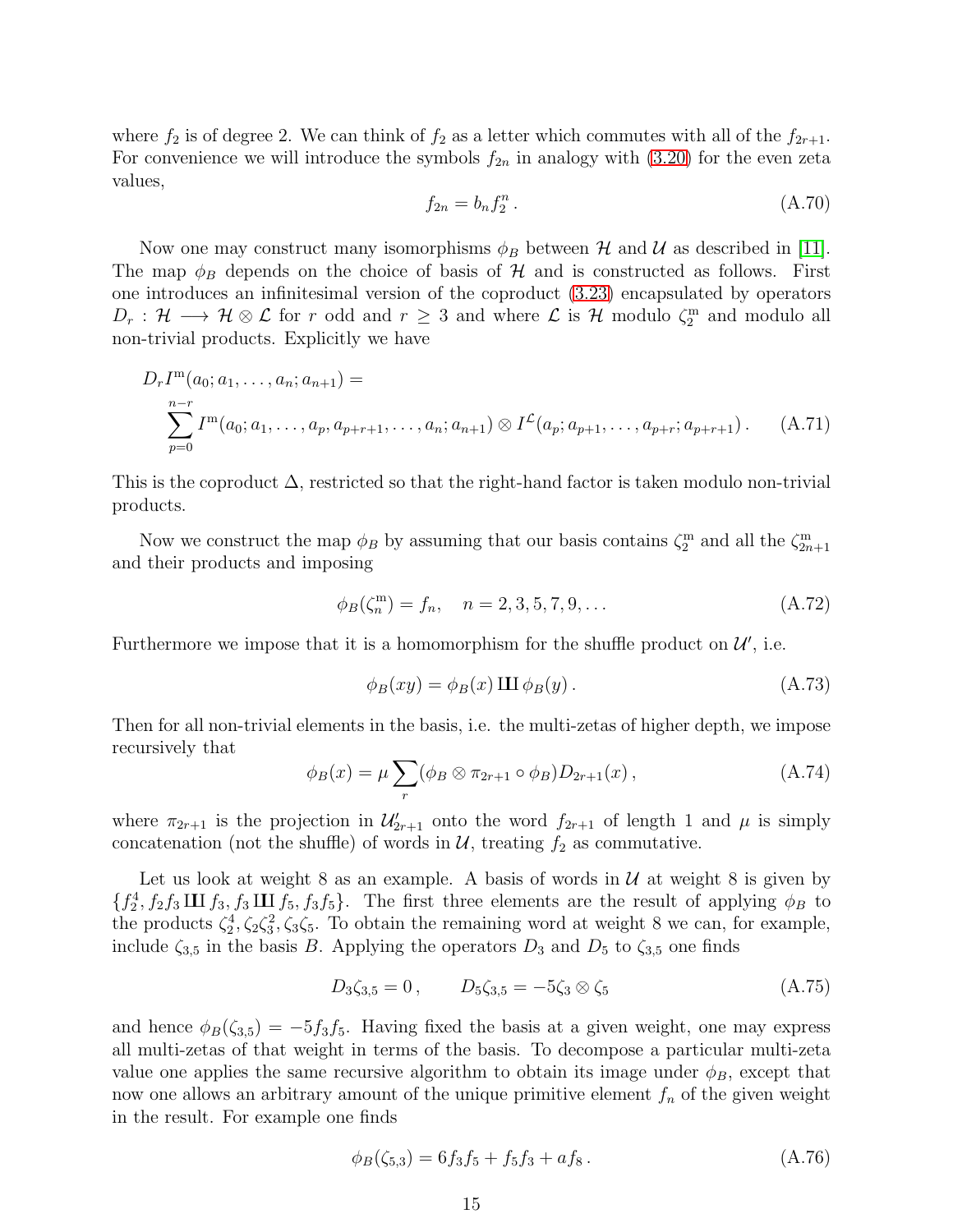where $f_2$ is of degree 2. We can think of $f_2$ as a letter which commutes with all of the $f_{2r+1}$. For convenience we will introduce the symbols $f_{2n}$ in analogy with (3.20) for the even zeta values,

$$f_{2n} = b_n f_2^n \,. \tag{A.70}$$

Now one may construct many isomorphisms $\phi_B$ between $\mathcal{H}$ and $\mathcal{U}$ as described in [11]. The map $\phi_B$ depends on the choice of basis of $\mathcal{H}$ and is constructed as follows. First one introduces an infinitesimal version of the coproduct (3.23) encapsulated by operators $D_r : \mathcal{H} \longrightarrow \mathcal{H} \otimes \mathcal{L}$ for $r$ odd and $r \geq 3$ and where $\mathcal{L}$ is $\mathcal{H}$ modulo $\zeta_2^{\mathrm{m}}$ and modulo all non-trivial products. Explicitly we have

$$\begin{aligned} &D_r I^{\mathrm{m}}(a_0; a_1, \ldots, a_n; a_{n+1}) = \\ &\quad \sum_{p=0}^{n-r} I^{\mathrm{m}}(a_0; a_1, \ldots, a_p, a_{p+r+1}, \ldots, a_n; a_{n+1}) \otimes I^{\mathcal{L}}(a_p; a_{p+1}, \ldots, a_{p+r}; a_{p+r+1}) \,. \end{aligned} \tag{A.71}$$

This is the coproduct $\Delta$, restricted so that the right-hand factor is taken modulo non-trivial products.

Now we construct the map $\phi_B$ by assuming that our basis contains $\zeta_2^{\mathrm{m}}$ and all the $\zeta_{2n+1}^{\mathrm{m}}$ and their products and imposing

$$\phi_B(\zeta_n^{\mathrm{m}}) = f_n, \quad n = 2, 3, 5, 7, 9, \ldots \tag{A.72}$$

Furthermore we impose that it is a homomorphism for the shuffle product on $\mathcal{U}'$, i.e.

$$\phi_B(xy) = \phi_B(x) \,Ш\, \phi_B(y) \,. \tag{A.73}$$

Then for all non-trivial elements in the basis, i.e. the multi-zetas of higher depth, we impose recursively that

$$\phi_B(x) = \mu \sum_r (\phi_B \otimes \pi_{2r+1} \circ \phi_B) D_{2r+1}(x) \,, \tag{A.74}$$

where $\pi_{2r+1}$ is the projection in $\mathcal{U}'_{2r+1}$ onto the word $f_{2r+1}$ of length 1 and $\mu$ is simply concatenation (not the shuffle) of words in $\mathcal{U}$, treating $f_2$ as commutative.

Let us look at weight 8 as an example. A basis of words in $\mathcal{U}$ at weight 8 is given by $\{f_2^4, f_2 f_3 \,Ш\, f_3, f_3 \,Ш\, f_5, f_3 f_5\}$. The first three elements are the result of applying $\phi_B$ to the products $\zeta_2^4, \zeta_2\zeta_3^2, \zeta_3\zeta_5$. To obtain the remaining word at weight 8 we can, for example, include $\zeta_{3,5}$ in the basis $B$. Applying the operators $D_3$ and $D_5$ to $\zeta_{3,5}$ one finds

$$D_3 \zeta_{3,5} = 0 \,, \qquad D_5 \zeta_{3,5} = -5 \zeta_3 \otimes \zeta_5 \tag{A.75}$$

and hence $\phi_B(\zeta_{3,5}) = -5 f_3 f_5$. Having fixed the basis at a given weight, one may express all multi-zetas of that weight in terms of the basis. To decompose a particular multi-zeta value one applies the same recursive algorithm to obtain its image under $\phi_B$, except that now one allows an arbitrary amount of the unique primitive element $f_n$ of the given weight in the result. For example one finds

$$\phi_B(\zeta_{5,3}) = 6 f_3 f_5 + f_5 f_3 + a f_8 \,. \tag{A.76}$$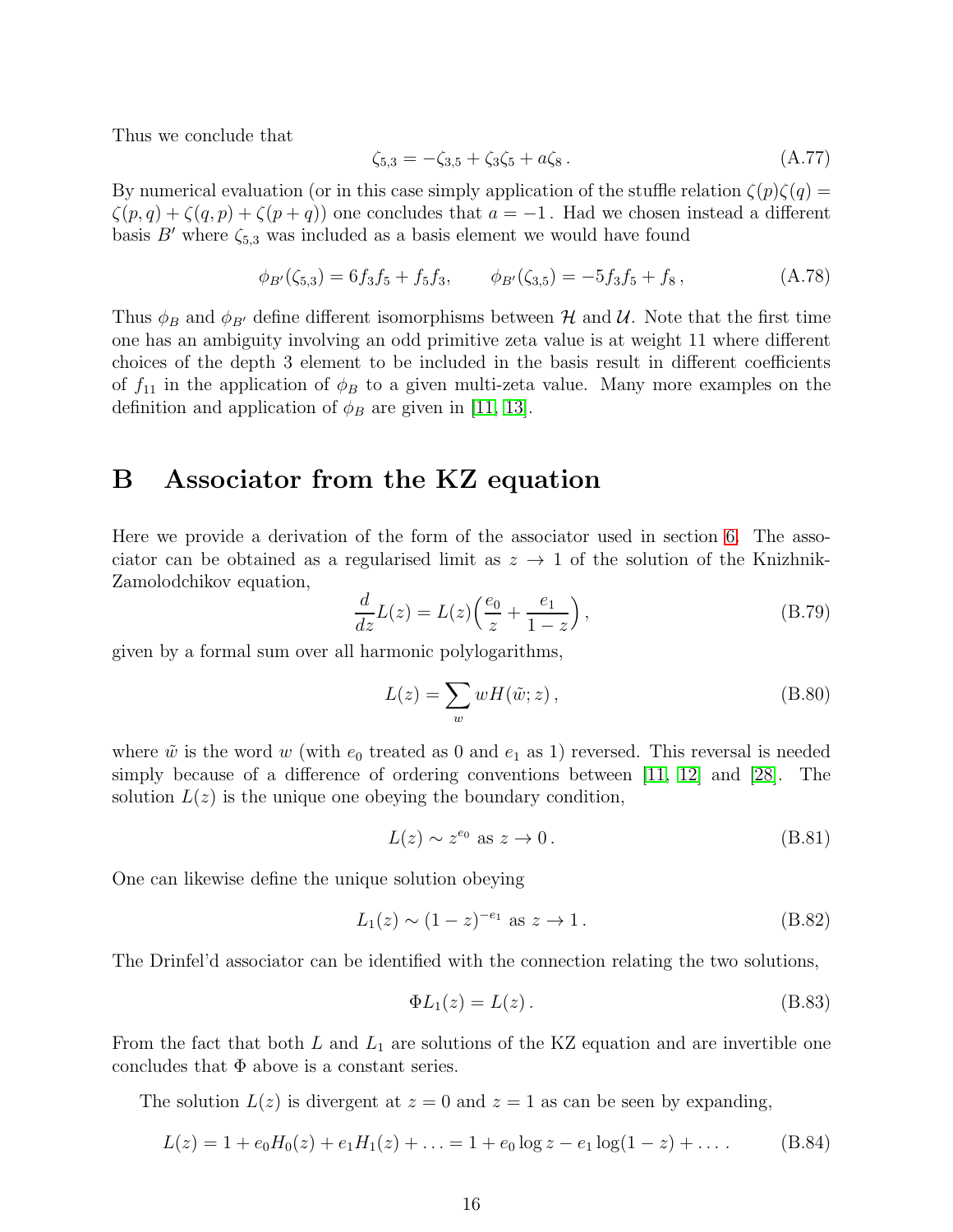Thus we conclude that

$$\zeta_{5,3} = -\zeta_{3,5} + \zeta_3\zeta_5 + a\zeta_8 \,. \tag{A.77}$$

By numerical evaluation (or in this case simply application of the stuffle relation $\zeta(p)\zeta(q) = \zeta(p,q) + \zeta(q,p) + \zeta(p+q)$) one concludes that $a = -1$. Had we chosen instead a different basis $B'$ where $\zeta_{5,3}$ was included as a basis element we would have found

$$\phi_{B'}(\zeta_{5,3}) = 6f_3f_5 + f_5f_3, \qquad \phi_{B'}(\zeta_{3,5}) = -5f_3f_5 + f_8 \,, \tag{A.78}$$

Thus $\phi_B$ and $\phi_{B'}$ define different isomorphisms between $\mathcal{H}$ and $\mathcal{U}$. Note that the first time one has an ambiguity involving an odd primitive zeta value is at weight 11 where different choices of the depth 3 element to be included in the basis result in different coefficients of $f_{11}$ in the application of $\phi_B$ to a given multi-zeta value. Many more examples on the definition and application of $\phi_B$ are given in [11, 13].

# B Associator from the KZ equation

Here we provide a derivation of the form of the associator used in section 6. The associator can be obtained as a regularised limit as $z \to 1$ of the solution of the Knizhnik-Zamolodchikov equation,

$$\frac{d}{dz}L(z) = L(z)\Big(\frac{e_0}{z} + \frac{e_1}{1-z}\Big)\,, \tag{B.79}$$

given by a formal sum over all harmonic polylogarithms,

$$L(z) = \sum_w wH(\tilde{w}; z)\,, \tag{B.80}$$

where $\tilde{w}$ is the word $w$ (with $e_0$ treated as 0 and $e_1$ as 1) reversed. This reversal is needed simply because of a difference of ordering conventions between [11, 12] and [28]. The solution $L(z)$ is the unique one obeying the boundary condition,

$$L(z) \sim z^{e_0} \text{ as } z \to 0\,. \tag{B.81}$$

One can likewise define the unique solution obeying

$$L_1(z) \sim (1-z)^{-e_1} \text{ as } z \to 1\,. \tag{B.82}$$

The Drinfel'd associator can be identified with the connection relating the two solutions,

$$\Phi L_1(z) = L(z)\,. \tag{B.83}$$

From the fact that both $L$ and $L_1$ are solutions of the KZ equation and are invertible one concludes that $\Phi$ above is a constant series.

The solution $L(z)$ is divergent at $z = 0$ and $z = 1$ as can be seen by expanding,

$$L(z) = 1 + e_0H_0(z) + e_1H_1(z) + \ldots = 1 + e_0 \log z - e_1 \log(1-z) + \ldots\,. \tag{B.84}$$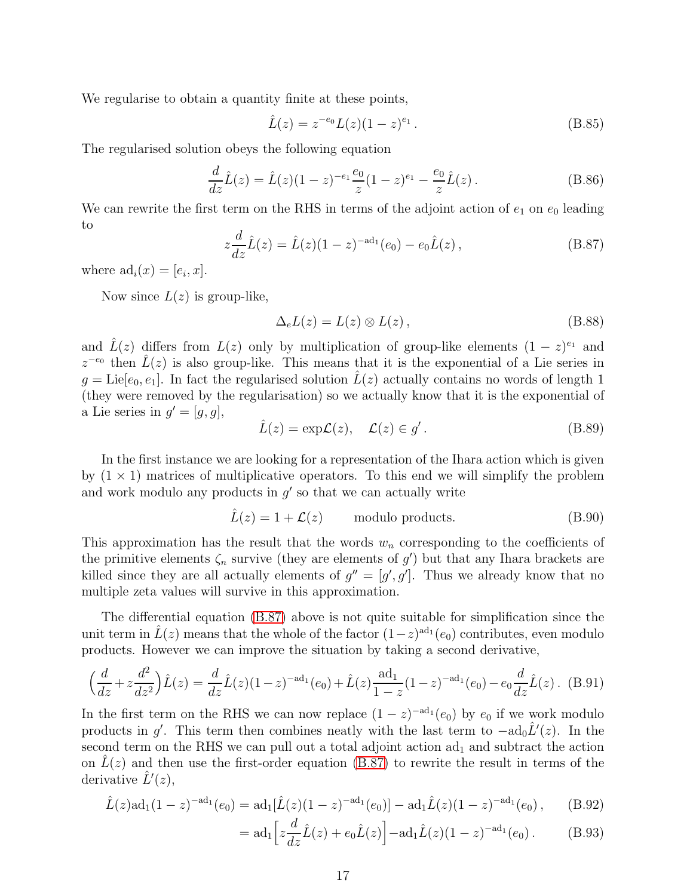We regularise to obtain a quantity finite at these points,

$$\hat{L}(z) = z^{-e_0} L(z)(1-z)^{e_1}\,. \tag{B.85}$$

The regularised solution obeys the following equation

$$\frac{d}{dz}\hat{L}(z) = \hat{L}(z)(1-z)^{-e_1}\frac{e_0}{z}(1-z)^{e_1} - \frac{e_0}{z}\hat{L}(z)\,. \tag{B.86}$$

We can rewrite the first term on the RHS in terms of the adjoint action of $e_1$ on $e_0$ leading to

$$z\frac{d}{dz}\hat{L}(z) = \hat{L}(z)(1-z)^{-\mathrm{ad}_1}(e_0) - e_0\hat{L}(z)\,, \tag{B.87}$$

where $\mathrm{ad}_i(x) = [e_i, x]$.

Now since $L(z)$ is group-like,

$$\Delta_e L(z) = L(z) \otimes L(z)\,, \tag{B.88}$$

and $\hat{L}(z)$ differs from $L(z)$ only by multiplication of group-like elements $(1-z)^{e_1}$ and $z^{-e_0}$ then $\hat{L}(z)$ is also group-like. This means that it is the exponential of a Lie series in $g = \mathrm{Lie}[e_0, e_1]$. In fact the regularised solution $\hat{L}(z)$ actually contains no words of length 1 (they were removed by the regularisation) so we actually know that it is the exponential of a Lie series in $g' = [g, g]$,

$$\hat{L}(z) = \exp\mathcal{L}(z), \quad \mathcal{L}(z) \in g'\,. \tag{B.89}$$

In the first instance we are looking for a representation of the Ihara action which is given by $(1 \times 1)$ matrices of multiplicative operators. To this end we will simplify the problem and work modulo any products in $g'$ so that we can actually write

$$\hat{L}(z) = 1 + \mathcal{L}(z) \qquad \text{modulo products.} \tag{B.90}$$

This approximation has the result that the words $w_n$ corresponding to the coefficients of the primitive elements $\zeta_n$ survive (they are elements of $g'$) but that any Ihara brackets are killed since they are all actually elements of $g'' = [g', g']$. Thus we already know that no multiple zeta values will survive in this approximation.

The differential equation (B.87) above is not quite suitable for simplification since the unit term in $\hat{L}(z)$ means that the whole of the factor $(1-z)^{\mathrm{ad}_1}(e_0)$ contributes, even modulo products. However we can improve the situation by taking a second derivative,

$$\Big(\frac{d}{dz} + z\frac{d^2}{dz^2}\Big)\hat{L}(z) = \frac{d}{dz}\hat{L}(z)(1-z)^{-\mathrm{ad}_1}(e_0) + \hat{L}(z)\frac{\mathrm{ad}_1}{1-z}(1-z)^{-\mathrm{ad}_1}(e_0) - e_0\frac{d}{dz}\hat{L}(z)\,. \tag{B.91}$$

In the first term on the RHS we can now replace $(1-z)^{-\mathrm{ad}_1}(e_0)$ by $e_0$ if we work modulo products in $g'$. This term then combines neatly with the last term to $-\mathrm{ad}_0\hat{L}'(z)$. In the second term on the RHS we can pull out a total adjoint action $\mathrm{ad}_1$ and subtract the action on $\hat{L}(z)$ and then use the first-order equation (B.87) to rewrite the result in terms of the derivative $\hat{L}'(z)$,

$$\hat{L}(z)\mathrm{ad}_1(1-z)^{-\mathrm{ad}_1}(e_0) = \mathrm{ad}_1[\hat{L}(z)(1-z)^{-\mathrm{ad}_1}(e_0)] - \mathrm{ad}_1\hat{L}(z)(1-z)^{-\mathrm{ad}_1}(e_0)\,, \tag{B.92}$$

$$= \mathrm{ad}_1\Big[z\frac{d}{dz}\hat{L}(z) + e_0\hat{L}(z)\Big] - \mathrm{ad}_1\hat{L}(z)(1-z)^{-\mathrm{ad}_1}(e_0)\,. \tag{B.93}$$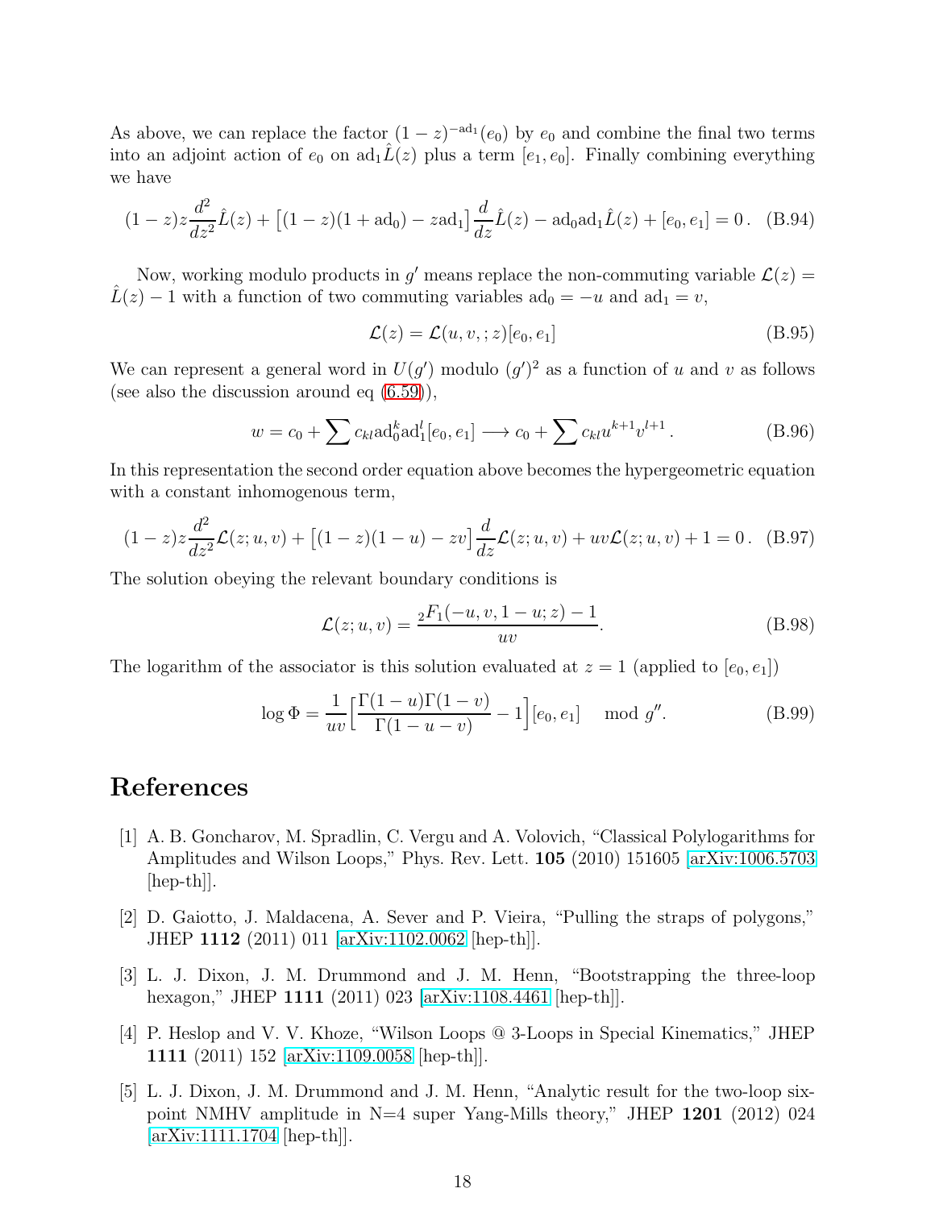As above, we can replace the factor $(1-z)^{-\mathrm{ad}_1}(e_0)$ by $e_0$ and combine the final two terms into an adjoint action of $e_0$ on $\mathrm{ad}_1\hat{L}(z)$ plus a term $[e_1, e_0]$. Finally combining everything we have

$$(1-z)z\frac{d^2}{dz^2}\hat{L}(z) + \big[(1-z)(1+\mathrm{ad}_0) - z\mathrm{ad}_1\big]\frac{d}{dz}\hat{L}(z) - \mathrm{ad}_0\mathrm{ad}_1\hat{L}(z) + [e_0, e_1] = 0\,. \quad \text{(B.94)}$$

Now, working modulo products in $g'$ means replace the non-commuting variable $\mathcal{L}(z) = \hat{L}(z) - 1$ with a function of two commuting variables $\mathrm{ad}_0 = -u$ and $\mathrm{ad}_1 = v$,

$$\mathcal{L}(z) = \mathcal{L}(u, v, ; z)[e_0, e_1] \quad \text{(B.95)}$$

We can represent a general word in $U(g')$ modulo $(g')^2$ as a function of $u$ and $v$ as follows (see also the discussion around eq (6.59)),

$$w = c_0 + \sum c_{kl}\mathrm{ad}_0^k\mathrm{ad}_1^l[e_0, e_1] \longrightarrow c_0 + \sum c_{kl}u^{k+1}v^{l+1}\,. \quad \text{(B.96)}$$

In this representation the second order equation above becomes the hypergeometric equation with a constant inhomogenous term,

$$(1-z)z\frac{d^2}{dz^2}\mathcal{L}(z; u, v) + \big[(1-z)(1-u) - zv\big]\frac{d}{dz}\mathcal{L}(z; u, v) + uv\mathcal{L}(z; u, v) + 1 = 0\,. \quad \text{(B.97)}$$

The solution obeying the relevant boundary conditions is

$$\mathcal{L}(z; u, v) = \frac{{}_2F_1(-u, v, 1-u; z) - 1}{uv}. \quad \text{(B.98)}$$

The logarithm of the associator is this solution evaluated at $z = 1$ (applied to $[e_0, e_1]$)

$$\log\Phi = \frac{1}{uv}\Big[\frac{\Gamma(1-u)\Gamma(1-v)}{\Gamma(1-u-v)} - 1\Big][e_0, e_1] \quad \mod g''. \quad \text{(B.99)}$$

# References

[1] A. B. Goncharov, M. Spradlin, C. Vergu and A. Volovich, "Classical Polylogarithms for Amplitudes and Wilson Loops," Phys. Rev. Lett. **105** (2010) 151605 [arXiv:1006.5703 [hep-th]].

[2] D. Gaiotto, J. Maldacena, A. Sever and P. Vieira, "Pulling the straps of polygons," JHEP **1112** (2011) 011 [arXiv:1102.0062 [hep-th]].

[3] L. J. Dixon, J. M. Drummond and J. M. Henn, "Bootstrapping the three-loop hexagon," JHEP **1111** (2011) 023 [arXiv:1108.4461 [hep-th]].

[4] P. Heslop and V. V. Khoze, "Wilson Loops @ 3-Loops in Special Kinematics," JHEP **1111** (2011) 152 [arXiv:1109.0058 [hep-th]].

[5] L. J. Dixon, J. M. Drummond and J. M. Henn, "Analytic result for the two-loop six-point NMHV amplitude in N=4 super Yang-Mills theory," JHEP **1201** (2012) 024 [arXiv:1111.1704 [hep-th]].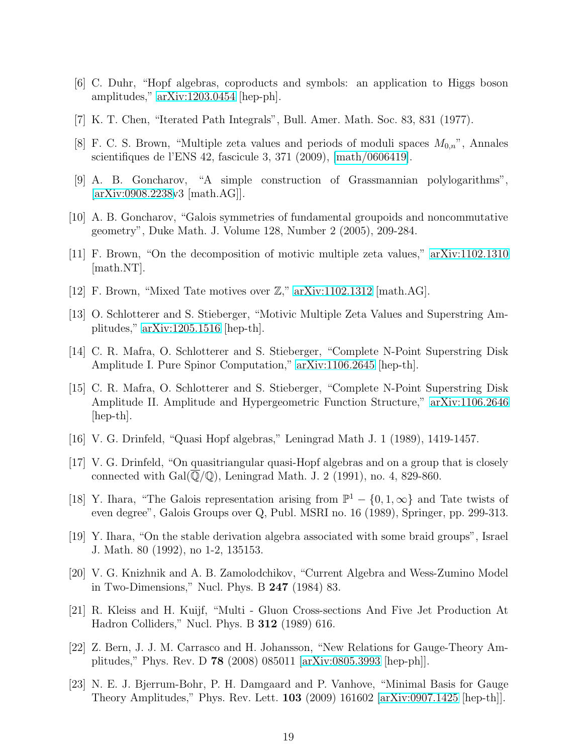[6] C. Duhr, “Hopf algebras, coproducts and symbols: an application to Higgs boson amplitudes,” arXiv:1203.0454 [hep-ph].

[7] K. T. Chen, “Iterated Path Integrals”, Bull. Amer. Math. Soc. 83, 831 (1977).

[8] F. C. S. Brown, “Multiple zeta values and periods of moduli spaces $M_{0,n}$”, Annales scientifiques de l'ENS 42, fascicule 3, 371 (2009), [math/0606419].

[9] A. B. Goncharov, “A simple construction of Grassmannian polylogarithms”, [arXiv:0908.2238v3 [math.AG]].

[10] A. B. Goncharov, “Galois symmetries of fundamental groupoids and noncommutative geometry”, Duke Math. J. Volume 128, Number 2 (2005), 209-284.

[11] F. Brown, “On the decomposition of motivic multiple zeta values,” arXiv:1102.1310 [math.NT].

[12] F. Brown, “Mixed Tate motives over $\mathbb{Z}$,” arXiv:1102.1312 [math.AG].

[13] O. Schlotterer and S. Stieberger, “Motivic Multiple Zeta Values and Superstring Amplitudes,” arXiv:1205.1516 [hep-th].

[14] C. R. Mafra, O. Schlotterer and S. Stieberger, “Complete N-Point Superstring Disk Amplitude I. Pure Spinor Computation,” arXiv:1106.2645 [hep-th].

[15] C. R. Mafra, O. Schlotterer and S. Stieberger, “Complete N-Point Superstring Disk Amplitude II. Amplitude and Hypergeometric Function Structure,” arXiv:1106.2646 [hep-th].

[16] V. G. Drinfeld, “Quasi Hopf algebras,” Leningrad Math J. 1 (1989), 1419-1457.

[17] V. G. Drinfeld, “On quasitriangular quasi-Hopf algebras and on a group that is closely connected with $\mathrm{Gal}(\overline{\mathbb{Q}}/\mathbb{Q})$, Leningrad Math. J. 2 (1991), no. 4, 829-860.

[18] Y. Ihara, “The Galois representation arising from $\mathbb{P}^1 - \{0, 1, \infty\}$ and Tate twists of even degree”, Galois Groups over Q, Publ. MSRI no. 16 (1989), Springer, pp. 299-313.

[19] Y. Ihara, “On the stable derivation algebra associated with some braid groups”, Israel J. Math. 80 (1992), no 1-2, 135153.

[20] V. G. Knizhnik and A. B. Zamolodchikov, “Current Algebra and Wess-Zumino Model in Two-Dimensions,” Nucl. Phys. B **247** (1984) 83.

[21] R. Kleiss and H. Kuijf, “Multi - Gluon Cross-sections And Five Jet Production At Hadron Colliders,” Nucl. Phys. B **312** (1989) 616.

[22] Z. Bern, J. J. M. Carrasco and H. Johansson, “New Relations for Gauge-Theory Amplitudes,” Phys. Rev. D **78** (2008) 085011 [arXiv:0805.3993 [hep-ph]].

[23] N. E. J. Bjerrum-Bohr, P. H. Damgaard and P. Vanhove, “Minimal Basis for Gauge Theory Amplitudes,” Phys. Rev. Lett. **103** (2009) 161602 [arXiv:0907.1425 [hep-th]].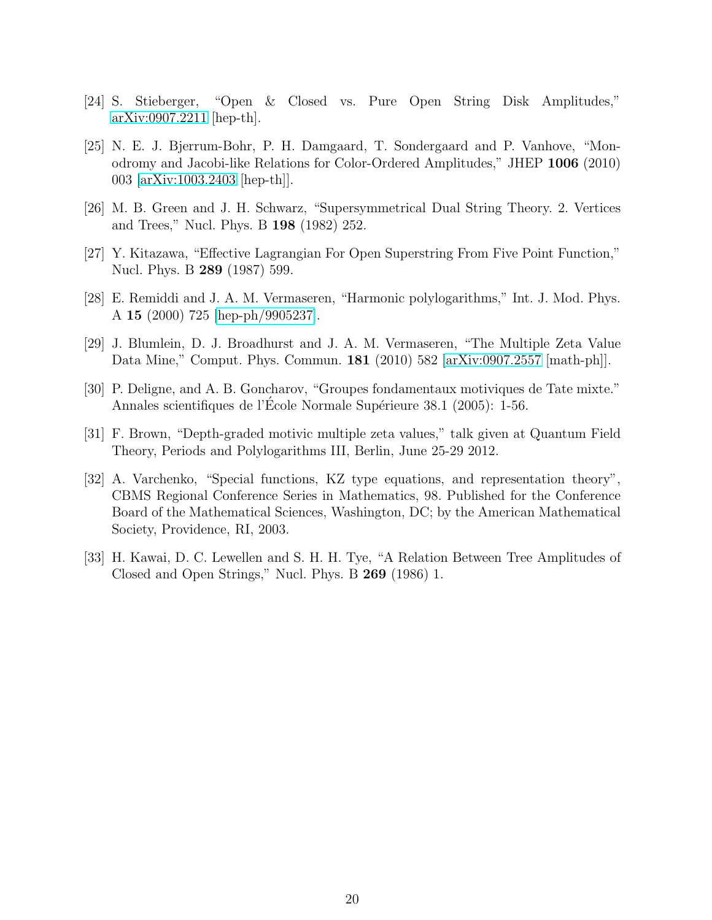[24] S. Stieberger, “Open & Closed vs. Pure Open String Disk Amplitudes,” arXiv:0907.2211 [hep-th].

[25] N. E. J. Bjerrum-Bohr, P. H. Damgaard, T. Sondergaard and P. Vanhove, “Monodromy and Jacobi-like Relations for Color-Ordered Amplitudes,” JHEP **1006** (2010) 003 [arXiv:1003.2403 [hep-th]].

[26] M. B. Green and J. H. Schwarz, “Supersymmetrical Dual String Theory. 2. Vertices and Trees,” Nucl. Phys. B **198** (1982) 252.

[27] Y. Kitazawa, “Effective Lagrangian For Open Superstring From Five Point Function,” Nucl. Phys. B **289** (1987) 599.

[28] E. Remiddi and J. A. M. Vermaseren, “Harmonic polylogarithms,” Int. J. Mod. Phys. A **15** (2000) 725 [hep-ph/9905237].

[29] J. Blumlein, D. J. Broadhurst and J. A. M. Vermaseren, “The Multiple Zeta Value Data Mine,” Comput. Phys. Commun. **181** (2010) 582 [arXiv:0907.2557 [math-ph]].

[30] P. Deligne, and A. B. Goncharov, “Groupes fondamentaux motiviques de Tate mixte.” Annales scientifiques de l’École Normale Supérieure 38.1 (2005): 1-56.

[31] F. Brown, “Depth-graded motivic multiple zeta values,” talk given at Quantum Field Theory, Periods and Polylogarithms III, Berlin, June 25-29 2012.

[32] A. Varchenko, “Special functions, KZ type equations, and representation theory”, CBMS Regional Conference Series in Mathematics, 98. Published for the Conference Board of the Mathematical Sciences, Washington, DC; by the American Mathematical Society, Providence, RI, 2003.

[33] H. Kawai, D. C. Lewellen and S. H. H. Tye, “A Relation Between Tree Amplitudes of Closed and Open Strings,” Nucl. Phys. B **269** (1986) 1.